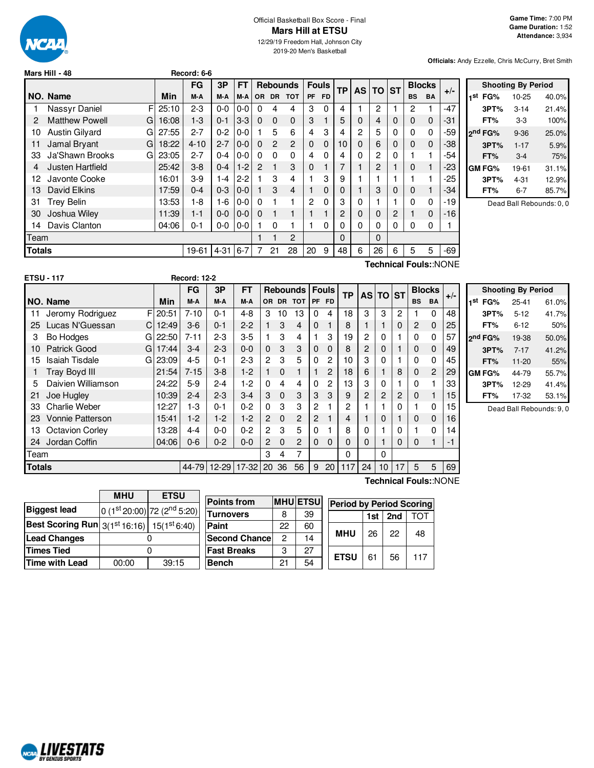Official Basketball Box Score - Final

# Mars Hill at ETSU

12/29/19 Freedom Hall, Johnson City
2019-20 Men's Basketball

**Game Time:** 7:00 PM
**Game Duration:** 1:52
**Attendance:** 3,934

**Officials:** Andy Ezzelle, Chris McCurry, Bret Smith

**Mars Hill - 48** Record: 6-6

| NO. | Name | | Min | FG M-A | 3P M-A | FT M-A | OR | DR | TOT | PF | FD | TP | AS | TO | ST | BS | BA | +/- |
|---|---|---|---|---|---|---|---|---|---|---|---|---|---|---|---|---|---|---|
| 1 | Nassyr Daniel | F | 25:10 | 2-3 | 0-0 | 0-0 | 0 | 4 | 4 | 3 | 0 | 4 | 1 | 2 | 1 | 2 | 1 | -47 |
| 2 | Matthew Powell | G | 16:08 | 1-3 | 0-1 | 3-3 | 0 | 0 | 0 | 3 | 1 | 5 | 0 | 4 | 0 | 0 | 0 | -31 |
| 10 | Austin Gilyard | G | 27:55 | 2-7 | 0-2 | 0-0 | 1 | 5 | 6 | 4 | 3 | 4 | 2 | 5 | 0 | 0 | 0 | -59 |
| 11 | Jamal Bryant | G | 18:22 | 4-10 | 2-7 | 0-0 | 0 | 2 | 2 | 0 | 0 | 10 | 0 | 6 | 0 | 0 | 0 | -38 |
| 33 | Ja'Shawn Brooks | G | 23:05 | 2-7 | 0-4 | 0-0 | 0 | 0 | 0 | 4 | 0 | 4 | 0 | 2 | 0 | 1 | 1 | -54 |
| 4 | Justen Hartfield | | 25:42 | 3-8 | 0-4 | 1-2 | 2 | 1 | 3 | 0 | 1 | 7 | 1 | 2 | 1 | 0 | 1 | -23 |
| 12 | Javonte Cooke | | 16:01 | 3-9 | 1-4 | 2-2 | 1 | 3 | 4 | 1 | 3 | 9 | 1 | 1 | 1 | 1 | 1 | -25 |
| 13 | David Elkins | | 17:59 | 0-4 | 0-3 | 0-0 | 1 | 3 | 4 | 1 | 0 | 0 | 1 | 3 | 0 | 0 | 1 | -34 |
| 31 | Trey Belin | | 13:53 | 1-8 | 1-6 | 0-0 | 0 | 1 | 1 | 2 | 0 | 3 | 0 | 1 | 1 | 0 | 0 | -19 |
| 30 | Joshua Wiley | | 11:39 | 1-1 | 0-0 | 0-0 | 0 | 1 | 1 | 1 | 1 | 2 | 0 | 0 | 2 | 1 | 0 | -16 |
| 14 | Davis Clanton | | 04:06 | 0-1 | 0-0 | 0-0 | 1 | 0 | 1 | 1 | 0 | 0 | 0 | 0 | 0 | 0 | 0 | 1 |
| | Team | | | | | | 1 | 1 | 2 | | | 0 | | 0 | | | | |
| | **Totals** | | | 19-61 | 4-31 | 6-7 | 7 | 21 | 28 | 20 | 9 | 48 | 6 | 26 | 6 | 5 | 5 | -69 |

Technical Fouls::NONE

| Shooting By Period | | |
|---|---|---|
| 1st FG% | 10-25 | 40.0% |
| 3PT% | 3-14 | 21.4% |
| FT% | 3-3 | 100% |
| 2nd FG% | 9-36 | 25.0% |
| 3PT% | 1-17 | 5.9% |
| FT% | 3-4 | 75% |
| GM FG% | 19-61 | 31.1% |
| 3PT% | 4-31 | 12.9% |
| FT% | 6-7 | 85.7% |

Dead Ball Rebounds: 0, 0

**ETSU - 117** Record: 12-2

| NO. | Name | | Min | FG M-A | 3P M-A | FT M-A | OR | DR | TOT | PF | FD | TP | AS | TO | ST | BS | BA | +/- |
|---|---|---|---|---|---|---|---|---|---|---|---|---|---|---|---|---|---|---|
| 11 | Jeromy Rodriguez | F | 20:51 | 7-10 | 0-1 | 4-8 | 3 | 10 | 13 | 0 | 4 | 18 | 3 | 3 | 2 | 1 | 0 | 48 |
| 25 | Lucas N'Guessan | C | 12:49 | 3-6 | 0-1 | 2-2 | 1 | 3 | 4 | 0 | 1 | 8 | 1 | 1 | 0 | 2 | 0 | 25 |
| 3 | Bo Hodges | G | 22:50 | 7-11 | 2-3 | 3-5 | 1 | 3 | 4 | 1 | 3 | 19 | 2 | 0 | 1 | 0 | 0 | 57 |
| 10 | Patrick Good | G | 17:44 | 3-4 | 2-3 | 0-0 | 0 | 3 | 3 | 0 | 0 | 8 | 2 | 0 | 1 | 0 | 0 | 49 |
| 15 | Isaiah Tisdale | G | 23:09 | 4-5 | 0-1 | 2-3 | 2 | 3 | 5 | 0 | 2 | 10 | 3 | 0 | 1 | 0 | 0 | 45 |
| 1 | Tray Boyd III | | 21:54 | 7-15 | 3-8 | 1-2 | 1 | 0 | 1 | 1 | 2 | 18 | 6 | 1 | 8 | 0 | 2 | 29 |
| 5 | Daivien Williamson | | 24:22 | 5-9 | 2-4 | 1-2 | 0 | 4 | 4 | 0 | 2 | 13 | 3 | 0 | 1 | 0 | 1 | 33 |
| 21 | Joe Hugley | | 10:39 | 2-4 | 2-3 | 3-4 | 3 | 0 | 3 | 3 | 3 | 9 | 2 | 2 | 2 | 0 | 1 | 15 |
| 33 | Charlie Weber | | 12:27 | 1-3 | 0-1 | 0-2 | 0 | 3 | 3 | 2 | 1 | 2 | 1 | 1 | 0 | 1 | 0 | 15 |
| 23 | Vonnie Patterson | | 15:41 | 1-2 | 1-2 | 1-2 | 2 | 0 | 2 | 2 | 1 | 4 | 1 | 0 | 1 | 0 | 0 | 16 |
| 13 | Octavion Corley | | 13:28 | 4-4 | 0-0 | 0-2 | 2 | 3 | 5 | 0 | 1 | 8 | 0 | 1 | 0 | 1 | 0 | 14 |
| 24 | Jordan Coffin | | 04:06 | 0-6 | 0-2 | 0-0 | 2 | 0 | 2 | 0 | 0 | 0 | 0 | 1 | 0 | 0 | 1 | -1 |
| | Team | | | | | | 3 | 4 | 7 | | | 0 | | 0 | | | | |
| | **Totals** | | | 44-79 | 12-29 | 17-32 | 20 | 36 | 56 | 9 | 20 | 117 | 24 | 10 | 17 | 5 | 5 | 69 |

Technical Fouls::NONE

| Shooting By Period | | |
|---|---|---|
| 1st FG% | 25-41 | 61.0% |
| 3PT% | 5-12 | 41.7% |
| FT% | 6-12 | 50% |
| 2nd FG% | 19-38 | 50.0% |
| 3PT% | 7-17 | 41.2% |
| FT% | 11-20 | 55% |
| GM FG% | 44-79 | 55.7% |
| 3PT% | 12-29 | 41.4% |
| FT% | 17-32 | 53.1% |

Dead Ball Rebounds: 9, 0

| | MHU | ETSU |
|---|---|---|
| Biggest lead | 0 (1st 20:00) | 72 (2nd 5:20) |
| Best Scoring Run | 3(1st 16:16) | 15(1st 6:40) |
| Lead Changes | 0 | |
| Times Tied | 0 | |
| Time with Lead | 00:00 | 39:15 |

| Points from | MHU | ETSU |
|---|---|---|
| Turnovers | 8 | 39 |
| Paint | 22 | 60 |
| Second Chance | 2 | 14 |
| Fast Breaks | 3 | 27 |
| Bench | 21 | 54 |

| Period by Period Scoring | 1st | 2nd | TOT |
|---|---|---|---|
| MHU | 26 | 22 | 48 |
| ETSU | 61 | 56 | 117 |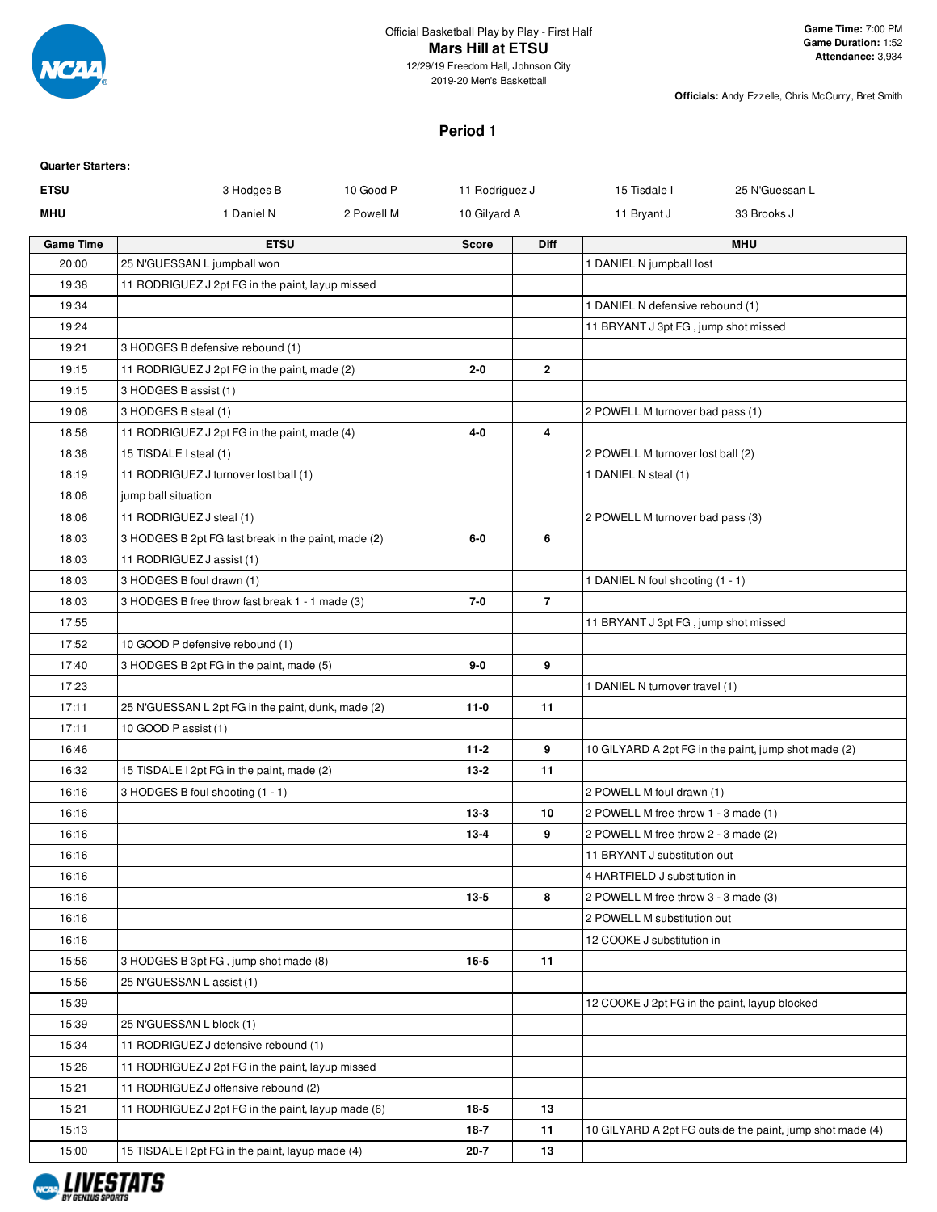Official Basketball Play by Play - First Half

**Mars Hill at ETSU**

12/29/19 Freedom Hall, Johnson City

2019-20 Men's Basketball

**Game Time:** 7:00 PM
**Game Duration:** 1:52
**Attendance:** 3,934

**Officials:** Andy Ezzelle, Chris McCurry, Bret Smith

## Period 1

**Quarter Starters:**

| | | | | | |
|---|---|---|---|---|---|
| **ETSU** | 3 Hodges B | 10 Good P | 11 Rodriguez J | 15 Tisdale I | 25 N'Guessan L |
| **MHU** | 1 Daniel N | 2 Powell M | 10 Gilyard A | 11 Bryant J | 33 Brooks J |

| Game Time | ETSU | Score | Diff | MHU |
|---|---|---|---|---|
| 20:00 | 25 N'GUESSAN L jumpball won | | | 1 DANIEL N jumpball lost |
| 19:38 | 11 RODRIGUEZ J 2pt FG in the paint, layup missed | | | |
| 19:34 | | | | 1 DANIEL N defensive rebound (1) |
| 19:24 | | | | 11 BRYANT J 3pt FG , jump shot missed |
| 19:21 | 3 HODGES B defensive rebound (1) | | | |
| 19:15 | 11 RODRIGUEZ J 2pt FG in the paint, made (2) | 2-0 | 2 | |
| 19:15 | 3 HODGES B assist (1) | | | |
| 19:08 | 3 HODGES B steal (1) | | | 2 POWELL M turnover bad pass (1) |
| 18:56 | 11 RODRIGUEZ J 2pt FG in the paint, made (4) | 4-0 | 4 | |
| 18:38 | 15 TISDALE I steal (1) | | | 2 POWELL M turnover lost ball (2) |
| 18:19 | 11 RODRIGUEZ J turnover lost ball (1) | | | 1 DANIEL N steal (1) |
| 18:08 | jump ball situation | | | |
| 18:06 | 11 RODRIGUEZ J steal (1) | | | 2 POWELL M turnover bad pass (3) |
| 18:03 | 3 HODGES B 2pt FG fast break in the paint, made (2) | 6-0 | 6 | |
| 18:03 | 11 RODRIGUEZ J assist (1) | | | |
| 18:03 | 3 HODGES B foul drawn (1) | | | 1 DANIEL N foul shooting (1 - 1) |
| 18:03 | 3 HODGES B free throw fast break 1 - 1 made (3) | 7-0 | 7 | |
| 17:55 | | | | 11 BRYANT J 3pt FG , jump shot missed |
| 17:52 | 10 GOOD P defensive rebound (1) | | | |
| 17:40 | 3 HODGES B 2pt FG in the paint, made (5) | 9-0 | 9 | |
| 17:23 | | | | 1 DANIEL N turnover travel (1) |
| 17:11 | 25 N'GUESSAN L 2pt FG in the paint, dunk, made (2) | 11-0 | 11 | |
| 17:11 | 10 GOOD P assist (1) | | | |
| 16:46 | | 11-2 | 9 | 10 GILYARD A 2pt FG in the paint, jump shot made (2) |
| 16:32 | 15 TISDALE I 2pt FG in the paint, made (2) | 13-2 | 11 | |
| 16:16 | 3 HODGES B foul shooting (1 - 1) | | | 2 POWELL M foul drawn (1) |
| 16:16 | | 13-3 | 10 | 2 POWELL M free throw 1 - 3 made (1) |
| 16:16 | | 13-4 | 9 | 2 POWELL M free throw 2 - 3 made (2) |
| 16:16 | | | | 11 BRYANT J substitution out |
| 16:16 | | | | 4 HARTFIELD J substitution in |
| 16:16 | | 13-5 | 8 | 2 POWELL M free throw 3 - 3 made (3) |
| 16:16 | | | | 2 POWELL M substitution out |
| 16:16 | | | | 12 COOKE J substitution in |
| 15:56 | 3 HODGES B 3pt FG , jump shot made (8) | 16-5 | 11 | |
| 15:56 | 25 N'GUESSAN L assist (1) | | | |
| 15:39 | | | | 12 COOKE J 2pt FG in the paint, layup blocked |
| 15:39 | 25 N'GUESSAN L block (1) | | | |
| 15:34 | 11 RODRIGUEZ J defensive rebound (1) | | | |
| 15:26 | 11 RODRIGUEZ J 2pt FG in the paint, layup missed | | | |
| 15:21 | 11 RODRIGUEZ J offensive rebound (2) | | | |
| 15:21 | 11 RODRIGUEZ J 2pt FG in the paint, layup made (6) | 18-5 | 13 | |
| 15:13 | | 18-7 | 11 | 10 GILYARD A 2pt FG outside the paint, jump shot made (4) |
| 15:00 | 15 TISDALE I 2pt FG in the paint, layup made (4) | 20-7 | 13 | |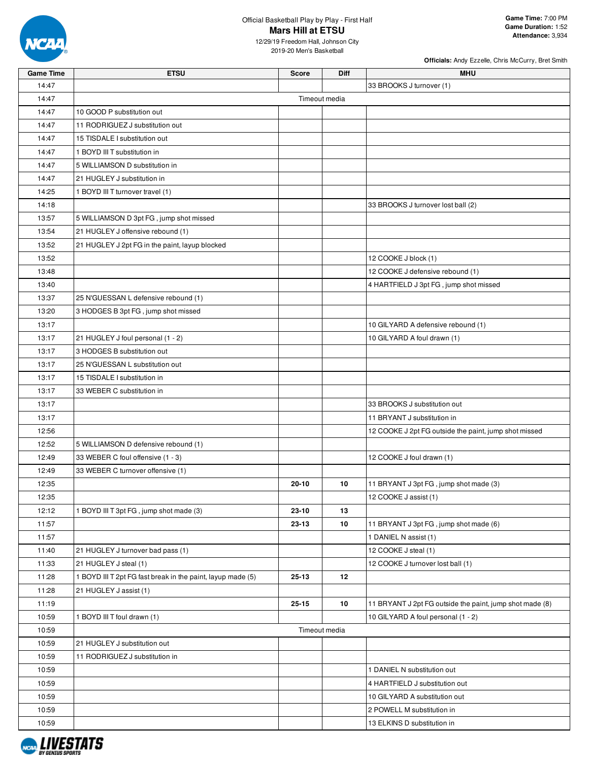Official Basketball Play by Play - First Half

# Mars Hill at ETSU

12/29/19 Freedom Hall, Johnson City
2019-20 Men's Basketball

**Game Time:** 7:00 PM
**Game Duration:** 1:52
**Attendance:** 3,934

**Officials:** Andy Ezzelle, Chris McCurry, Bret Smith

| Game Time | ETSU | Score | Diff | MHU |
|---|---|---|---|---|
| 14:47 | | | | 33 BROOKS J turnover (1) |
| 14:47 | Timeout media | | | |
| 14:47 | 10 GOOD P substitution out | | | |
| 14:47 | 11 RODRIGUEZ J substitution out | | | |
| 14:47 | 15 TISDALE I substitution out | | | |
| 14:47 | 1 BOYD III T substitution in | | | |
| 14:47 | 5 WILLIAMSON D substitution in | | | |
| 14:47 | 21 HUGLEY J substitution in | | | |
| 14:25 | 1 BOYD III T turnover travel (1) | | | |
| 14:18 | | | | 33 BROOKS J turnover lost ball (2) |
| 13:57 | 5 WILLIAMSON D 3pt FG , jump shot missed | | | |
| 13:54 | 21 HUGLEY J offensive rebound (1) | | | |
| 13:52 | 21 HUGLEY J 2pt FG in the paint, layup blocked | | | |
| 13:52 | | | | 12 COOKE J block (1) |
| 13:48 | | | | 12 COOKE J defensive rebound (1) |
| 13:40 | | | | 4 HARTFIELD J 3pt FG , jump shot missed |
| 13:37 | 25 N'GUESSAN L defensive rebound (1) | | | |
| 13:20 | 3 HODGES B 3pt FG , jump shot missed | | | |
| 13:17 | | | | 10 GILYARD A defensive rebound (1) |
| 13:17 | 21 HUGLEY J foul personal (1 - 2) | | | 10 GILYARD A foul drawn (1) |
| 13:17 | 3 HODGES B substitution out | | | |
| 13:17 | 25 N'GUESSAN L substitution out | | | |
| 13:17 | 15 TISDALE I substitution in | | | |
| 13:17 | 33 WEBER C substitution in | | | |
| 13:17 | | | | 33 BROOKS J substitution out |
| 13:17 | | | | 11 BRYANT J substitution in |
| 12:56 | | | | 12 COOKE J 2pt FG outside the paint, jump shot missed |
| 12:52 | 5 WILLIAMSON D defensive rebound (1) | | | |
| 12:49 | 33 WEBER C foul offensive (1 - 3) | | | 12 COOKE J foul drawn (1) |
| 12:49 | 33 WEBER C turnover offensive (1) | | | |
| 12:35 | | 20-10 | 10 | 11 BRYANT J 3pt FG , jump shot made (3) |
| 12:35 | | | | 12 COOKE J assist (1) |
| 12:12 | 1 BOYD III T 3pt FG , jump shot made (3) | 23-10 | 13 | |
| 11:57 | | 23-13 | 10 | 11 BRYANT J 3pt FG , jump shot made (6) |
| 11:57 | | | | 1 DANIEL N assist (1) |
| 11:40 | 21 HUGLEY J turnover bad pass (1) | | | 12 COOKE J steal (1) |
| 11:33 | 21 HUGLEY J steal (1) | | | 12 COOKE J turnover lost ball (1) |
| 11:28 | 1 BOYD III T 2pt FG fast break in the paint, layup made (5) | 25-13 | 12 | |
| 11:28 | 21 HUGLEY J assist (1) | | | |
| 11:19 | | 25-15 | 10 | 11 BRYANT J 2pt FG outside the paint, jump shot made (8) |
| 10:59 | 1 BOYD III T foul drawn (1) | | | 10 GILYARD A foul personal (1 - 2) |
| 10:59 | Timeout media | | | |
| 10:59 | 21 HUGLEY J substitution out | | | |
| 10:59 | 11 RODRIGUEZ J substitution in | | | |
| 10:59 | | | | 1 DANIEL N substitution out |
| 10:59 | | | | 4 HARTFIELD J substitution out |
| 10:59 | | | | 10 GILYARD A substitution out |
| 10:59 | | | | 2 POWELL M substitution in |
| 10:59 | | | | 13 ELKINS D substitution in |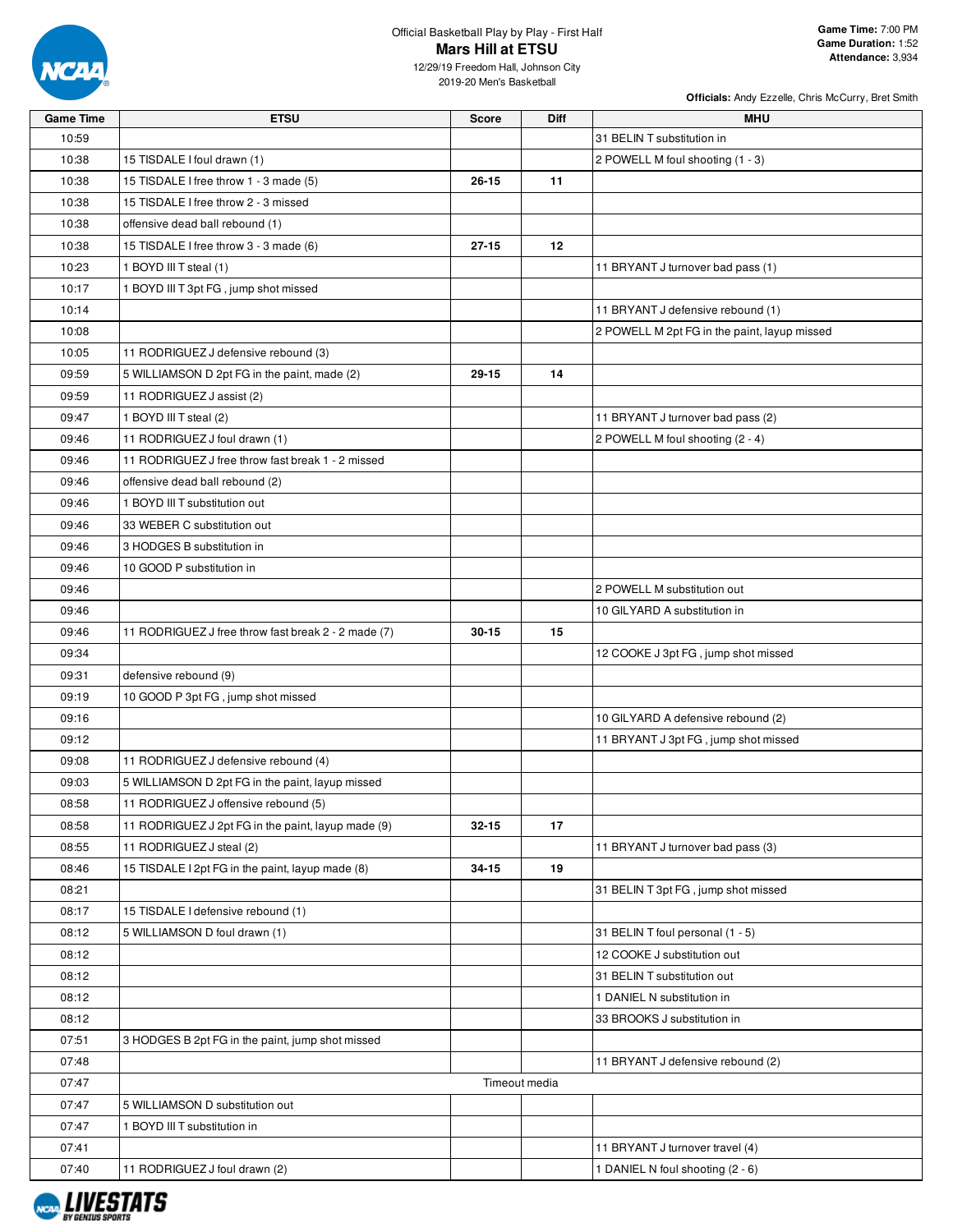Official Basketball Play by Play - First Half

**Mars Hill at ETSU**

12/29/19 Freedom Hall, Johnson City
2019-20 Men's Basketball

**Game Time:** 7:00 PM
**Game Duration:** 1:52
**Attendance:** 3,934

**Officials:** Andy Ezzelle, Chris McCurry, Bret Smith

| Game Time | ETSU | Score | Diff | MHU |
|---|---|---|---|---|
| 10:59 | | | | 31 BELIN T substitution in |
| 10:38 | 15 TISDALE I foul drawn (1) | | | 2 POWELL M foul shooting (1 - 3) |
| 10:38 | 15 TISDALE I free throw 1 - 3 made (5) | 26-15 | 11 | |
| 10:38 | 15 TISDALE I free throw 2 - 3 missed | | | |
| 10:38 | offensive dead ball rebound (1) | | | |
| 10:38 | 15 TISDALE I free throw 3 - 3 made (6) | 27-15 | 12 | |
| 10:23 | 1 BOYD III T steal (1) | | | 11 BRYANT J turnover bad pass (1) |
| 10:17 | 1 BOYD III T 3pt FG , jump shot missed | | | |
| 10:14 | | | | 11 BRYANT J defensive rebound (1) |
| 10:08 | | | | 2 POWELL M 2pt FG in the paint, layup missed |
| 10:05 | 11 RODRIGUEZ J defensive rebound (3) | | | |
| 09:59 | 5 WILLIAMSON D 2pt FG in the paint, made (2) | 29-15 | 14 | |
| 09:59 | 11 RODRIGUEZ J assist (2) | | | |
| 09:47 | 1 BOYD III T steal (2) | | | 11 BRYANT J turnover bad pass (2) |
| 09:46 | 11 RODRIGUEZ J foul drawn (1) | | | 2 POWELL M foul shooting (2 - 4) |
| 09:46 | 11 RODRIGUEZ J free throw fast break 1 - 2 missed | | | |
| 09:46 | offensive dead ball rebound (2) | | | |
| 09:46 | 1 BOYD III T substitution out | | | |
| 09:46 | 33 WEBER C substitution out | | | |
| 09:46 | 3 HODGES B substitution in | | | |
| 09:46 | 10 GOOD P substitution in | | | |
| 09:46 | | | | 2 POWELL M substitution out |
| 09:46 | | | | 10 GILYARD A substitution in |
| 09:46 | 11 RODRIGUEZ J free throw fast break 2 - 2 made (7) | 30-15 | 15 | |
| 09:34 | | | | 12 COOKE J 3pt FG , jump shot missed |
| 09:31 | defensive rebound (9) | | | |
| 09:19 | 10 GOOD P 3pt FG , jump shot missed | | | |
| 09:16 | | | | 10 GILYARD A defensive rebound (2) |
| 09:12 | | | | 11 BRYANT J 3pt FG , jump shot missed |
| 09:08 | 11 RODRIGUEZ J defensive rebound (4) | | | |
| 09:03 | 5 WILLIAMSON D 2pt FG in the paint, layup missed | | | |
| 08:58 | 11 RODRIGUEZ J offensive rebound (5) | | | |
| 08:58 | 11 RODRIGUEZ J 2pt FG in the paint, layup made (9) | 32-15 | 17 | |
| 08:55 | 11 RODRIGUEZ J steal (2) | | | 11 BRYANT J turnover bad pass (3) |
| 08:46 | 15 TISDALE I 2pt FG in the paint, layup made (8) | 34-15 | 19 | |
| 08:21 | | | | 31 BELIN T 3pt FG , jump shot missed |
| 08:17 | 15 TISDALE I defensive rebound (1) | | | |
| 08:12 | 5 WILLIAMSON D foul drawn (1) | | | 31 BELIN T foul personal (1 - 5) |
| 08:12 | | | | 12 COOKE J substitution out |
| 08:12 | | | | 31 BELIN T substitution out |
| 08:12 | | | | 1 DANIEL N substitution in |
| 08:12 | | | | 33 BROOKS J substitution in |
| 07:51 | 3 HODGES B 2pt FG in the paint, jump shot missed | | | |
| 07:48 | | | | 11 BRYANT J defensive rebound (2) |
| 07:47 | | Timeout media | | |
| 07:47 | 5 WILLIAMSON D substitution out | | | |
| 07:47 | 1 BOYD III T substitution in | | | |
| 07:41 | | | | 11 BRYANT J turnover travel (4) |
| 07:40 | 11 RODRIGUEZ J foul drawn (2) | | | 1 DANIEL N foul shooting (2 - 6) |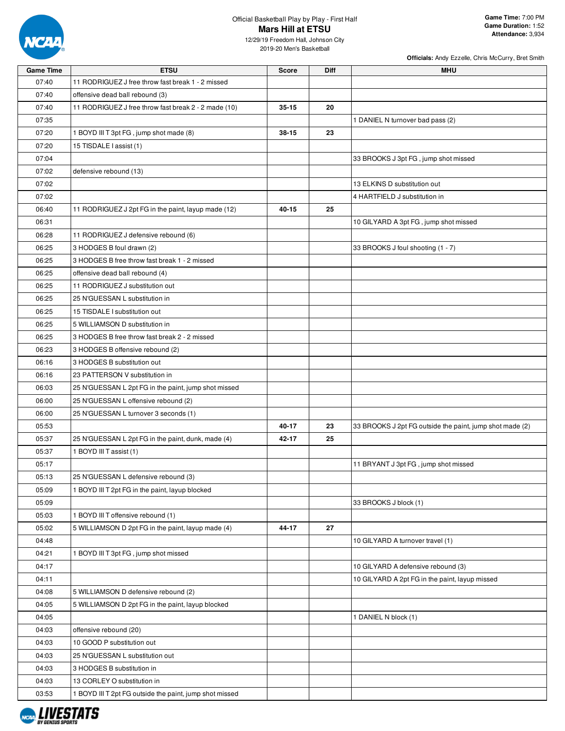Official Basketball Play by Play - First Half

# Mars Hill at ETSU

12/29/19 Freedom Hall, Johnson City
2019-20 Men's Basketball

**Game Time:** 7:00 PM
**Game Duration:** 1:52
**Attendance:** 3,934

**Officials:** Andy Ezzelle, Chris McCurry, Bret Smith

| Game Time | ETSU | Score | Diff | MHU |
|---|---|---|---|---|
| 07:40 | 11 RODRIGUEZ J free throw fast break 1 - 2 missed | | | |
| 07:40 | offensive dead ball rebound (3) | | | |
| 07:40 | 11 RODRIGUEZ J free throw fast break 2 - 2 made (10) | 35-15 | 20 | |
| 07:35 | | | | 1 DANIEL N turnover bad pass (2) |
| 07:20 | 1 BOYD III T 3pt FG , jump shot made (8) | 38-15 | 23 | |
| 07:20 | 15 TISDALE I assist (1) | | | |
| 07:04 | | | | 33 BROOKS J 3pt FG , jump shot missed |
| 07:02 | defensive rebound (13) | | | |
| 07:02 | | | | 13 ELKINS D substitution out |
| 07:02 | | | | 4 HARTFIELD J substitution in |
| 06:40 | 11 RODRIGUEZ J 2pt FG in the paint, layup made (12) | 40-15 | 25 | |
| 06:31 | | | | 10 GILYARD A 3pt FG , jump shot missed |
| 06:28 | 11 RODRIGUEZ J defensive rebound (6) | | | |
| 06:25 | 3 HODGES B foul drawn (2) | | | 33 BROOKS J foul shooting (1 - 7) |
| 06:25 | 3 HODGES B free throw fast break 1 - 2 missed | | | |
| 06:25 | offensive dead ball rebound (4) | | | |
| 06:25 | 11 RODRIGUEZ J substitution out | | | |
| 06:25 | 25 N'GUESSAN L substitution in | | | |
| 06:25 | 15 TISDALE I substitution out | | | |
| 06:25 | 5 WILLIAMSON D substitution in | | | |
| 06:25 | 3 HODGES B free throw fast break 2 - 2 missed | | | |
| 06:23 | 3 HODGES B offensive rebound (2) | | | |
| 06:16 | 3 HODGES B substitution out | | | |
| 06:16 | 23 PATTERSON V substitution in | | | |
| 06:03 | 25 N'GUESSAN L 2pt FG in the paint, jump shot missed | | | |
| 06:00 | 25 N'GUESSAN L offensive rebound (2) | | | |
| 06:00 | 25 N'GUESSAN L turnover 3 seconds (1) | | | |
| 05:53 | | 40-17 | 23 | 33 BROOKS J 2pt FG outside the paint, jump shot made (2) |
| 05:37 | 25 N'GUESSAN L 2pt FG in the paint, dunk, made (4) | 42-17 | 25 | |
| 05:37 | 1 BOYD III T assist (1) | | | |
| 05:17 | | | | 11 BRYANT J 3pt FG , jump shot missed |
| 05:13 | 25 N'GUESSAN L defensive rebound (3) | | | |
| 05:09 | 1 BOYD III T 2pt FG in the paint, layup blocked | | | |
| 05:09 | | | | 33 BROOKS J block (1) |
| 05:03 | 1 BOYD III T offensive rebound (1) | | | |
| 05:02 | 5 WILLIAMSON D 2pt FG in the paint, layup made (4) | 44-17 | 27 | |
| 04:48 | | | | 10 GILYARD A turnover travel (1) |
| 04:21 | 1 BOYD III T 3pt FG , jump shot missed | | | |
| 04:17 | | | | 10 GILYARD A defensive rebound (3) |
| 04:11 | | | | 10 GILYARD A 2pt FG in the paint, layup missed |
| 04:08 | 5 WILLIAMSON D defensive rebound (2) | | | |
| 04:05 | 5 WILLIAMSON D 2pt FG in the paint, layup blocked | | | |
| 04:05 | | | | 1 DANIEL N block (1) |
| 04:03 | offensive rebound (20) | | | |
| 04:03 | 10 GOOD P substitution out | | | |
| 04:03 | 25 N'GUESSAN L substitution out | | | |
| 04:03 | 3 HODGES B substitution in | | | |
| 04:03 | 13 CORLEY O substitution in | | | |
| 03:53 | 1 BOYD III T 2pt FG outside the paint, jump shot missed | | | |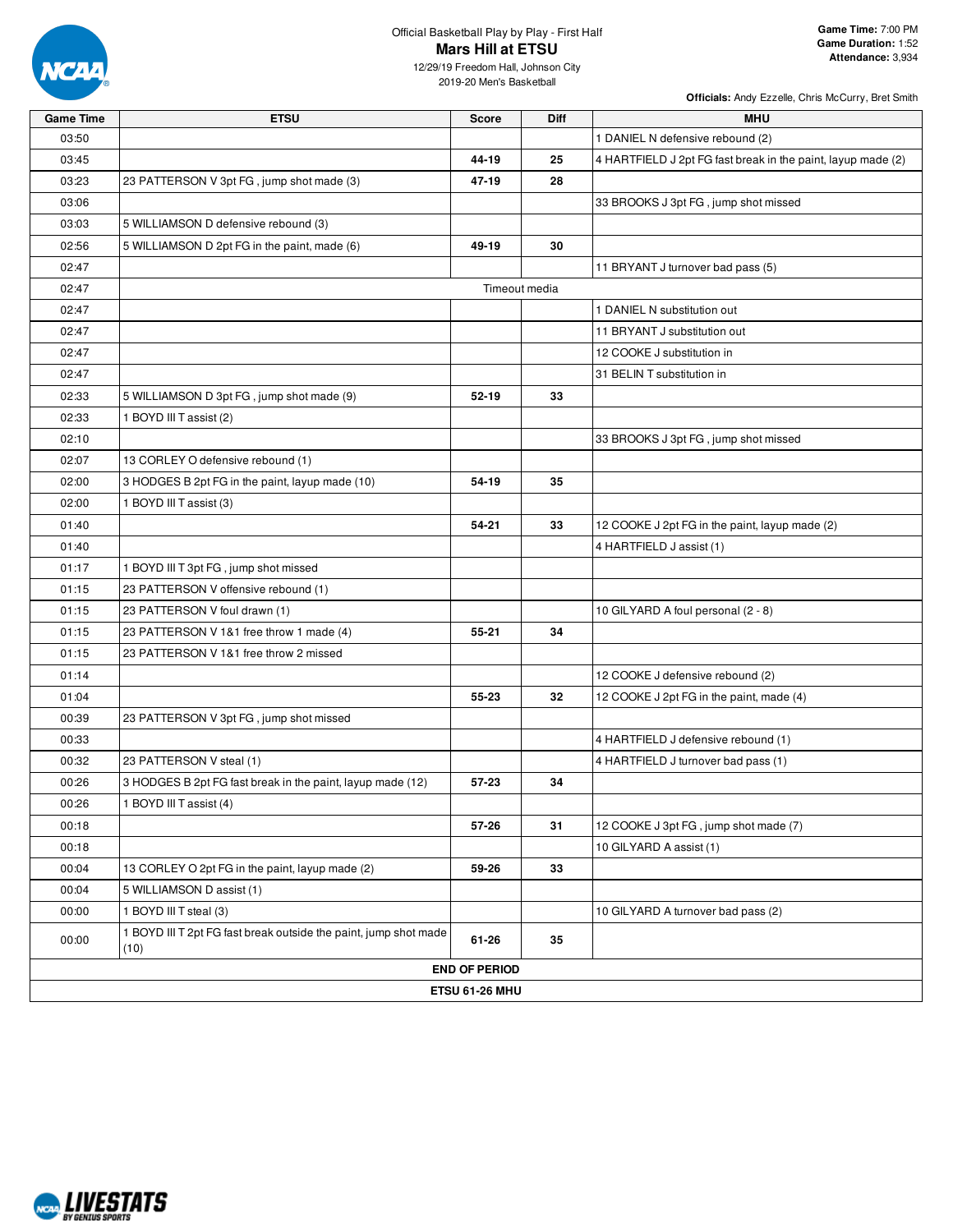Official Basketball Play by Play - First Half

# Mars Hill at ETSU

12/29/19 Freedom Hall, Johnson City
2019-20 Men's Basketball

**Game Time:** 7:00 PM
**Game Duration:** 1:52
**Attendance:** 3,934

**Officials:** Andy Ezzelle, Chris McCurry, Bret Smith

| Game Time | ETSU | Score | Diff | MHU |
|---|---|---|---|---|
| 03:50 | | | | 1 DANIEL N defensive rebound (2) |
| 03:45 | | **44-19** | **25** | 4 HARTFIELD J 2pt FG fast break in the paint, layup made (2) |
| 03:23 | 23 PATTERSON V 3pt FG , jump shot made (3) | **47-19** | **28** | |
| 03:06 | | | | 33 BROOKS J 3pt FG , jump shot missed |
| 03:03 | 5 WILLIAMSON D defensive rebound (3) | | | |
| 02:56 | 5 WILLIAMSON D 2pt FG in the paint, made (6) | **49-19** | **30** | |
| 02:47 | | | | 11 BRYANT J turnover bad pass (5) |
| 02:47 | Timeout media | | | |
| 02:47 | | | | 1 DANIEL N substitution out |
| 02:47 | | | | 11 BRYANT J substitution out |
| 02:47 | | | | 12 COOKE J substitution in |
| 02:47 | | | | 31 BELIN T substitution in |
| 02:33 | 5 WILLIAMSON D 3pt FG , jump shot made (9) | **52-19** | **33** | |
| 02:33 | 1 BOYD III T assist (2) | | | |
| 02:10 | | | | 33 BROOKS J 3pt FG , jump shot missed |
| 02:07 | 13 CORLEY O defensive rebound (1) | | | |
| 02:00 | 3 HODGES B 2pt FG in the paint, layup made (10) | **54-19** | **35** | |
| 02:00 | 1 BOYD III T assist (3) | | | |
| 01:40 | | **54-21** | **33** | 12 COOKE J 2pt FG in the paint, layup made (2) |
| 01:40 | | | | 4 HARTFIELD J assist (1) |
| 01:17 | 1 BOYD III T 3pt FG , jump shot missed | | | |
| 01:15 | 23 PATTERSON V offensive rebound (1) | | | |
| 01:15 | 23 PATTERSON V foul drawn (1) | | | 10 GILYARD A foul personal (2 - 8) |
| 01:15 | 23 PATTERSON V 1&1 free throw 1 made (4) | **55-21** | **34** | |
| 01:15 | 23 PATTERSON V 1&1 free throw 2 missed | | | |
| 01:14 | | | | 12 COOKE J defensive rebound (2) |
| 01:04 | | **55-23** | **32** | 12 COOKE J 2pt FG in the paint, made (4) |
| 00:39 | 23 PATTERSON V 3pt FG , jump shot missed | | | |
| 00:33 | | | | 4 HARTFIELD J defensive rebound (1) |
| 00:32 | 23 PATTERSON V steal (1) | | | 4 HARTFIELD J turnover bad pass (1) |
| 00:26 | 3 HODGES B 2pt FG fast break in the paint, layup made (12) | **57-23** | **34** | |
| 00:26 | 1 BOYD III T assist (4) | | | |
| 00:18 | | **57-26** | **31** | 12 COOKE J 3pt FG , jump shot made (7) |
| 00:18 | | | | 10 GILYARD A assist (1) |
| 00:04 | 13 CORLEY O 2pt FG in the paint, layup made (2) | **59-26** | **33** | |
| 00:04 | 5 WILLIAMSON D assist (1) | | | |
| 00:00 | 1 BOYD III T steal (3) | | | 10 GILYARD A turnover bad pass (2) |
| 00:00 | 1 BOYD III T 2pt FG fast break outside the paint, jump shot made (10) | **61-26** | **35** | |
| **END OF PERIOD** | | | | |
| **ETSU 61-26 MHU** | | | | |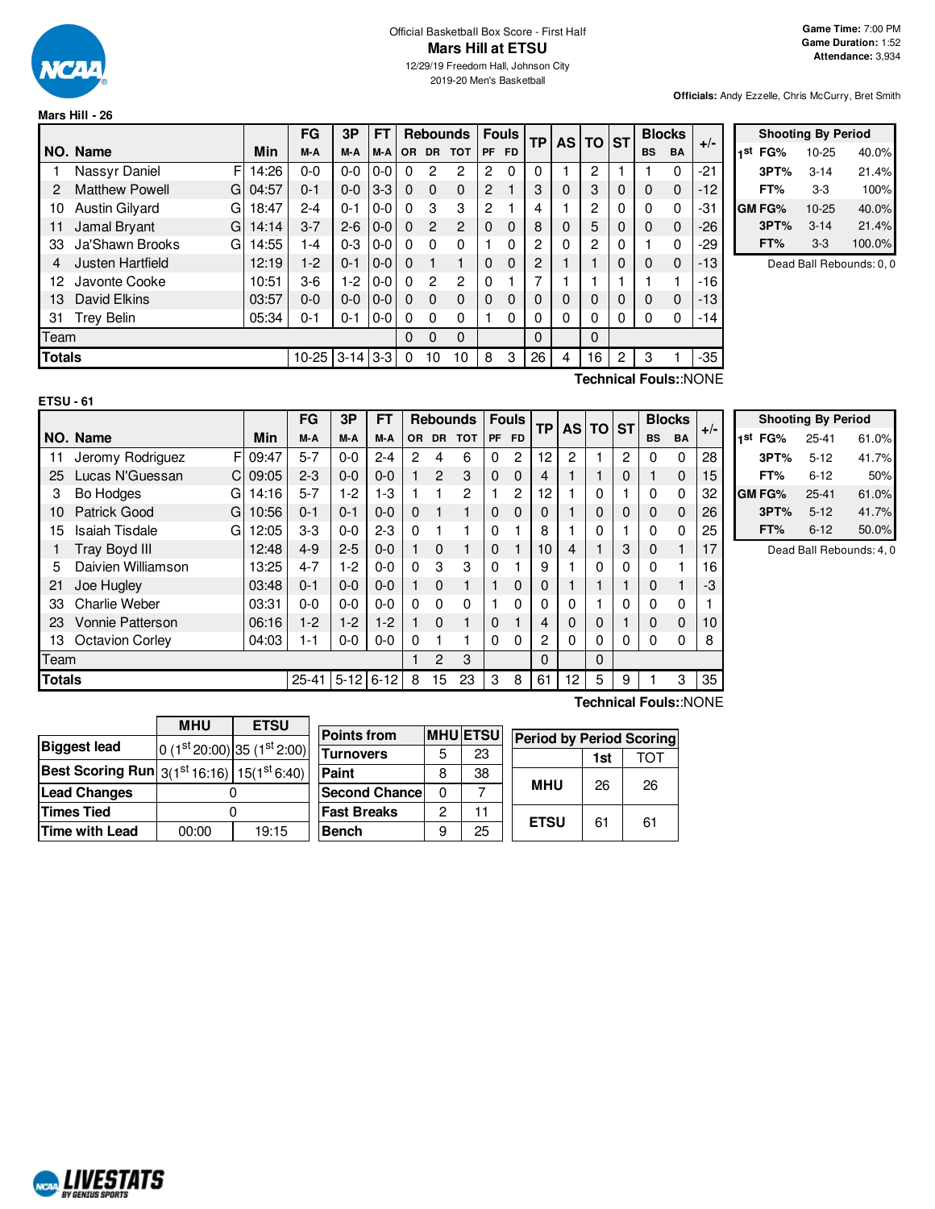Official Basketball Box Score - First Half

# Mars Hill at ETSU

12/29/19 Freedom Hall, Johnson City
2019-20 Men's Basketball

**Game Time:** 7:00 PM
**Game Duration:** 1:52
**Attendance:** 3,934

**Officials:** Andy Ezzelle, Chris McCurry, Bret Smith

## Mars Hill - 26

| NO. | Name | | Min | FG M-A | 3P M-A | FT M-A | OR | DR | TOT | PF | FD | TP | AS | TO | ST | BS | BA | +/- |
|---|---|---|---|---|---|---|---|---|---|---|---|---|---|---|---|---|---|---|
| 1 | Nassyr Daniel | F | 14:26 | 0-0 | 0-0 | 0-0 | 0 | 2 | 2 | 2 | 0 | 0 | 1 | 2 | 1 | 1 | 0 | -21 |
| 2 | Matthew Powell | G | 04:57 | 0-1 | 0-0 | 3-3 | 0 | 0 | 0 | 2 | 1 | 3 | 0 | 3 | 0 | 0 | 0 | -12 |
| 10 | Austin Gilyard | G | 18:47 | 2-4 | 0-1 | 0-0 | 0 | 3 | 3 | 2 | 1 | 4 | 1 | 2 | 0 | 0 | 0 | -31 |
| 11 | Jamal Bryant | G | 14:14 | 3-7 | 2-6 | 0-0 | 0 | 2 | 2 | 0 | 0 | 8 | 0 | 5 | 0 | 0 | 0 | -26 |
| 33 | Ja'Shawn Brooks | G | 14:55 | 1-4 | 0-3 | 0-0 | 0 | 0 | 0 | 1 | 0 | 2 | 0 | 2 | 0 | 1 | 0 | -29 |
| 4 | Justen Hartfield | | 12:19 | 1-2 | 0-1 | 0-0 | 0 | 1 | 1 | 0 | 0 | 2 | 1 | 1 | 0 | 0 | 0 | -13 |
| 12 | Javonte Cooke | | 10:51 | 3-6 | 1-2 | 0-0 | 0 | 2 | 2 | 0 | 1 | 7 | 1 | 1 | 1 | 1 | 1 | -16 |
| 13 | David Elkins | | 03:57 | 0-0 | 0-0 | 0-0 | 0 | 0 | 0 | 0 | 0 | 0 | 0 | 0 | 0 | 0 | 0 | -13 |
| 31 | Trey Belin | | 05:34 | 0-1 | 0-1 | 0-0 | 0 | 0 | 0 | 1 | 0 | 0 | 0 | 0 | 0 | 0 | 0 | -14 |
| | Team | | | | | | 0 | 0 | 0 | | | 0 | | 0 | | | | |
| | **Totals** | | | 10-25 | 3-14 | 3-3 | 0 | 10 | 10 | 8 | 3 | 26 | 4 | 16 | 2 | 3 | 1 | -35 |

**Technical Fouls:**:NONE

| Shooting By Period | | |
|---|---|---|
| 1st FG% | 10-25 | 40.0% |
| 3PT% | 3-14 | 21.4% |
| FT% | 3-3 | 100% |
| GM FG% | 10-25 | 40.0% |
| 3PT% | 3-14 | 21.4% |
| FT% | 3-3 | 100.0% |

Dead Ball Rebounds: 0, 0

## ETSU - 61

| NO. | Name | | Min | FG M-A | 3P M-A | FT M-A | OR | DR | TOT | PF | FD | TP | AS | TO | ST | BS | BA | +/- |
|---|---|---|---|---|---|---|---|---|---|---|---|---|---|---|---|---|---|---|
| 11 | Jeromy Rodriguez | F | 09:47 | 5-7 | 0-0 | 2-4 | 2 | 4 | 6 | 0 | 2 | 12 | 2 | 1 | 2 | 0 | 0 | 28 |
| 25 | Lucas N'Guessan | C | 09:05 | 2-3 | 0-0 | 0-0 | 1 | 2 | 3 | 0 | 0 | 4 | 1 | 1 | 0 | 1 | 0 | 15 |
| 3 | Bo Hodges | G | 14:16 | 5-7 | 1-2 | 1-3 | 1 | 1 | 2 | 1 | 2 | 12 | 1 | 0 | 1 | 0 | 0 | 32 |
| 10 | Patrick Good | G | 10:56 | 0-1 | 0-1 | 0-0 | 0 | 1 | 1 | 0 | 0 | 0 | 1 | 0 | 0 | 0 | 0 | 26 |
| 15 | Isaiah Tisdale | G | 12:05 | 3-3 | 0-0 | 2-3 | 0 | 1 | 1 | 0 | 1 | 8 | 1 | 0 | 1 | 0 | 0 | 25 |
| 1 | Tray Boyd III | | 12:48 | 4-9 | 2-5 | 0-0 | 1 | 0 | 1 | 0 | 1 | 10 | 4 | 1 | 3 | 0 | 1 | 17 |
| 5 | Daivien Williamson | | 13:25 | 4-7 | 1-2 | 0-0 | 0 | 3 | 3 | 0 | 1 | 9 | 1 | 0 | 0 | 0 | 1 | 16 |
| 21 | Joe Hugley | | 03:48 | 0-1 | 0-0 | 0-0 | 1 | 0 | 1 | 1 | 0 | 0 | 1 | 1 | 1 | 0 | 1 | -3 |
| 33 | Charlie Weber | | 03:31 | 0-0 | 0-0 | 0-0 | 0 | 0 | 0 | 1 | 0 | 0 | 0 | 1 | 0 | 0 | 0 | 1 |
| 23 | Vonnie Patterson | | 06:16 | 1-2 | 1-2 | 1-2 | 1 | 0 | 1 | 0 | 1 | 4 | 0 | 0 | 1 | 0 | 0 | 10 |
| 13 | Octavion Corley | | 04:03 | 1-1 | 0-0 | 0-0 | 0 | 1 | 1 | 0 | 0 | 2 | 0 | 0 | 0 | 0 | 0 | 8 |
| | Team | | | | | | 1 | 2 | 3 | | | 0 | | 0 | | | | |
| | **Totals** | | | 25-41 | 5-12 | 6-12 | 8 | 15 | 23 | 3 | 8 | 61 | 12 | 5 | 9 | 1 | 3 | 35 |

**Technical Fouls:**:NONE

| Shooting By Period | | |
|---|---|---|
| 1st FG% | 25-41 | 61.0% |
| 3PT% | 5-12 | 41.7% |
| FT% | 6-12 | 50% |
| GM FG% | 25-41 | 61.0% |
| 3PT% | 5-12 | 41.7% |
| FT% | 6-12 | 50.0% |

Dead Ball Rebounds: 4, 0

| | MHU | ETSU |
|---|---|---|
| **Biggest lead** | 0 (1st 20:00) | 35 (1st 2:00) |
| **Best Scoring Run** | 3(1st 16:16) | 15(1st 6:40) |
| **Lead Changes** | 0 | |
| **Times Tied** | 0 | |
| **Time with Lead** | 00:00 | 19:15 |

| Points from | MHU | ETSU |
|---|---|---|
| Turnovers | 5 | 23 |
| Paint | 8 | 38 |
| Second Chance | 0 | 7 |
| Fast Breaks | 2 | 11 |
| Bench | 9 | 25 |

| Period by Period Scoring | 1st | TOT |
|---|---|---|
| MHU | 26 | 26 |
| ETSU | 61 | 61 |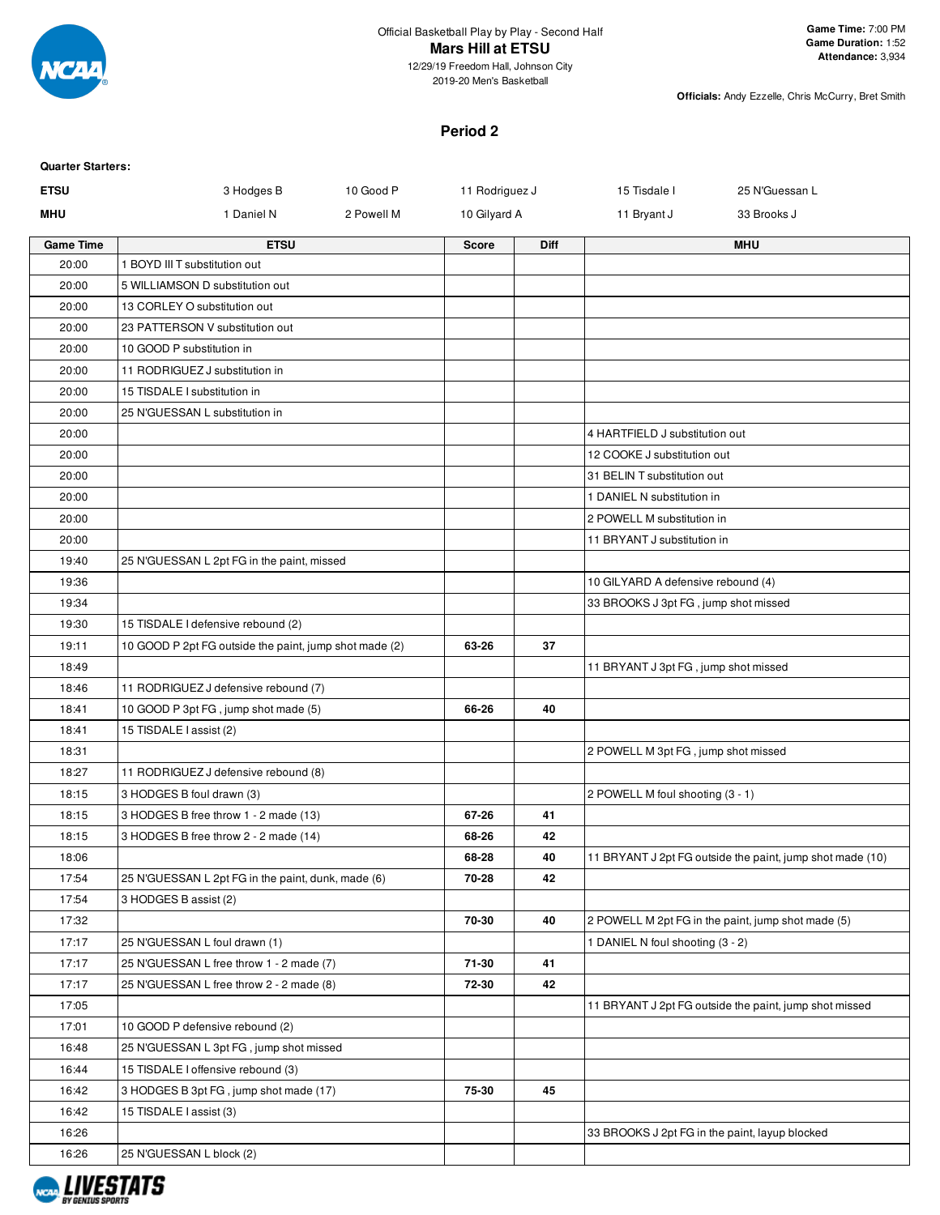Official Basketball Play by Play - Second Half

**Mars Hill at ETSU**

12/29/19 Freedom Hall, Johnson City

2019-20 Men's Basketball

**Game Time:** 7:00 PM
**Game Duration:** 1:52
**Attendance:** 3,934

**Officials:** Andy Ezzelle, Chris McCurry, Bret Smith

## Period 2

**Quarter Starters:**

| | | | | | |
|---|---|---|---|---|---|
| **ETSU** | 3 Hodges B | 10 Good P | 11 Rodriguez J | 15 Tisdale I | 25 N'Guessan L |
| **MHU** | 1 Daniel N | 2 Powell M | 10 Gilyard A | 11 Bryant J | 33 Brooks J |

| Game Time | ETSU | Score | Diff | MHU |
|---|---|---|---|---|
| 20:00 | 1 BOYD III T substitution out | | | |
| 20:00 | 5 WILLIAMSON D substitution out | | | |
| 20:00 | 13 CORLEY O substitution out | | | |
| 20:00 | 23 PATTERSON V substitution out | | | |
| 20:00 | 10 GOOD P substitution in | | | |
| 20:00 | 11 RODRIGUEZ J substitution in | | | |
| 20:00 | 15 TISDALE I substitution in | | | |
| 20:00 | 25 N'GUESSAN L substitution in | | | |
| 20:00 | | | | 4 HARTFIELD J substitution out |
| 20:00 | | | | 12 COOKE J substitution out |
| 20:00 | | | | 31 BELIN T substitution out |
| 20:00 | | | | 1 DANIEL N substitution in |
| 20:00 | | | | 2 POWELL M substitution in |
| 20:00 | | | | 11 BRYANT J substitution in |
| 19:40 | 25 N'GUESSAN L 2pt FG in the paint, missed | | | |
| 19:36 | | | | 10 GILYARD A defensive rebound (4) |
| 19:34 | | | | 33 BROOKS J 3pt FG , jump shot missed |
| 19:30 | 15 TISDALE I defensive rebound (2) | | | |
| 19:11 | 10 GOOD P 2pt FG outside the paint, jump shot made (2) | 63-26 | 37 | |
| 18:49 | | | | 11 BRYANT J 3pt FG , jump shot missed |
| 18:46 | 11 RODRIGUEZ J defensive rebound (7) | | | |
| 18:41 | 10 GOOD P 3pt FG , jump shot made (5) | 66-26 | 40 | |
| 18:41 | 15 TISDALE I assist (2) | | | |
| 18:31 | | | | 2 POWELL M 3pt FG , jump shot missed |
| 18:27 | 11 RODRIGUEZ J defensive rebound (8) | | | |
| 18:15 | 3 HODGES B foul drawn (3) | | | 2 POWELL M foul shooting (3 - 1) |
| 18:15 | 3 HODGES B free throw 1 - 2 made (13) | 67-26 | 41 | |
| 18:15 | 3 HODGES B free throw 2 - 2 made (14) | 68-26 | 42 | |
| 18:06 | | 68-28 | 40 | 11 BRYANT J 2pt FG outside the paint, jump shot made (10) |
| 17:54 | 25 N'GUESSAN L 2pt FG in the paint, dunk, made (6) | 70-28 | 42 | |
| 17:54 | 3 HODGES B assist (2) | | | |
| 17:32 | | 70-30 | 40 | 2 POWELL M 2pt FG in the paint, jump shot made (5) |
| 17:17 | 25 N'GUESSAN L foul drawn (1) | | | 1 DANIEL N foul shooting (3 - 2) |
| 17:17 | 25 N'GUESSAN L free throw 1 - 2 made (7) | 71-30 | 41 | |
| 17:17 | 25 N'GUESSAN L free throw 2 - 2 made (8) | 72-30 | 42 | |
| 17:05 | | | | 11 BRYANT J 2pt FG outside the paint, jump shot missed |
| 17:01 | 10 GOOD P defensive rebound (2) | | | |
| 16:48 | 25 N'GUESSAN L 3pt FG , jump shot missed | | | |
| 16:44 | 15 TISDALE I offensive rebound (3) | | | |
| 16:42 | 3 HODGES B 3pt FG , jump shot made (17) | 75-30 | 45 | |
| 16:42 | 15 TISDALE I assist (3) | | | |
| 16:26 | | | | 33 BROOKS J 2pt FG in the paint, layup blocked |
| 16:26 | 25 N'GUESSAN L block (2) | | | |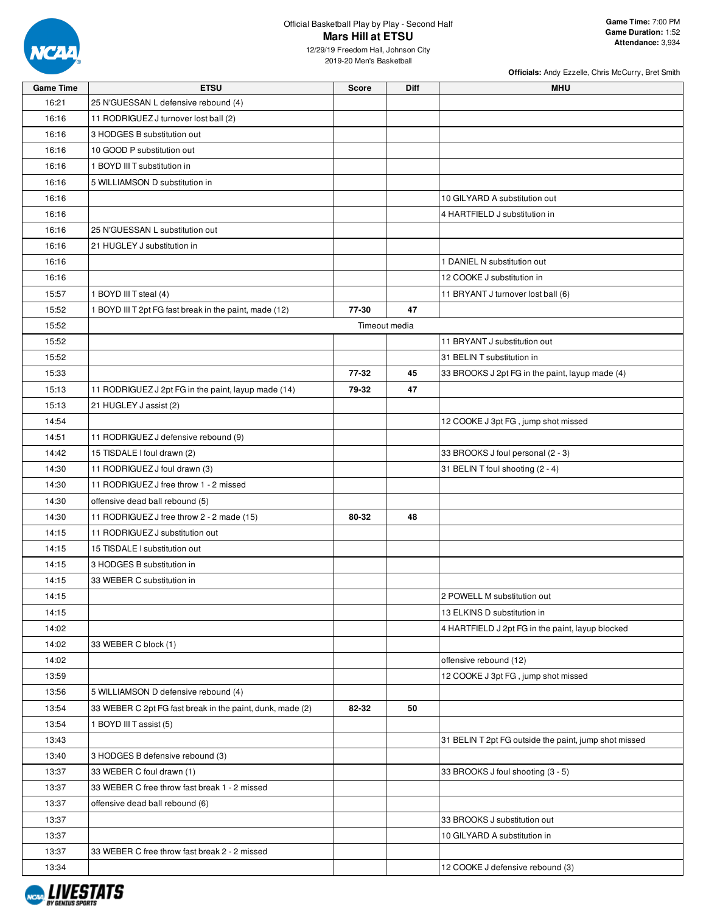Official Basketball Play by Play - Second Half

## Mars Hill at ETSU

12/29/19 Freedom Hall, Johnson City
2019-20 Men's Basketball

**Game Time:** 7:00 PM
**Game Duration:** 1:52
**Attendance:** 3,934

**Officials:** Andy Ezzelle, Chris McCurry, Bret Smith

| Game Time | ETSU | Score | Diff | MHU |
|---|---|---|---|---|
| 16:21 | 25 N'GUESSAN L defensive rebound (4) | | | |
| 16:16 | 11 RODRIGUEZ J turnover lost ball (2) | | | |
| 16:16 | 3 HODGES B substitution out | | | |
| 16:16 | 10 GOOD P substitution out | | | |
| 16:16 | 1 BOYD III T substitution in | | | |
| 16:16 | 5 WILLIAMSON D substitution in | | | |
| 16:16 | | | | 10 GILYARD A substitution out |
| 16:16 | | | | 4 HARTFIELD J substitution in |
| 16:16 | 25 N'GUESSAN L substitution out | | | |
| 16:16 | 21 HUGLEY J substitution in | | | |
| 16:16 | | | | 1 DANIEL N substitution out |
| 16:16 | | | | 12 COOKE J substitution in |
| 15:57 | 1 BOYD III T steal (4) | | | 11 BRYANT J turnover lost ball (6) |
| 15:52 | 1 BOYD III T 2pt FG fast break in the paint, made (12) | 77-30 | 47 | |
| 15:52 | Timeout media | | | |
| 15:52 | | | | 11 BRYANT J substitution out |
| 15:52 | | | | 31 BELIN T substitution in |
| 15:33 | | 77-32 | 45 | 33 BROOKS J 2pt FG in the paint, layup made (4) |
| 15:13 | 11 RODRIGUEZ J 2pt FG in the paint, layup made (14) | 79-32 | 47 | |
| 15:13 | 21 HUGLEY J assist (2) | | | |
| 14:54 | | | | 12 COOKE J 3pt FG , jump shot missed |
| 14:51 | 11 RODRIGUEZ J defensive rebound (9) | | | |
| 14:42 | 15 TISDALE I foul drawn (2) | | | 33 BROOKS J foul personal (2 - 3) |
| 14:30 | 11 RODRIGUEZ J foul drawn (3) | | | 31 BELIN T foul shooting (2 - 4) |
| 14:30 | 11 RODRIGUEZ J free throw 1 - 2 missed | | | |
| 14:30 | offensive dead ball rebound (5) | | | |
| 14:30 | 11 RODRIGUEZ J free throw 2 - 2 made (15) | 80-32 | 48 | |
| 14:15 | 11 RODRIGUEZ J substitution out | | | |
| 14:15 | 15 TISDALE I substitution out | | | |
| 14:15 | 3 HODGES B substitution in | | | |
| 14:15 | 33 WEBER C substitution in | | | |
| 14:15 | | | | 2 POWELL M substitution out |
| 14:15 | | | | 13 ELKINS D substitution in |
| 14:02 | | | | 4 HARTFIELD J 2pt FG in the paint, layup blocked |
| 14:02 | 33 WEBER C block (1) | | | |
| 14:02 | | | | offensive rebound (12) |
| 13:59 | | | | 12 COOKE J 3pt FG , jump shot missed |
| 13:56 | 5 WILLIAMSON D defensive rebound (4) | | | |
| 13:54 | 33 WEBER C 2pt FG fast break in the paint, dunk, made (2) | 82-32 | 50 | |
| 13:54 | 1 BOYD III T assist (5) | | | |
| 13:43 | | | | 31 BELIN T 2pt FG outside the paint, jump shot missed |
| 13:40 | 3 HODGES B defensive rebound (3) | | | |
| 13:37 | 33 WEBER C foul drawn (1) | | | 33 BROOKS J foul shooting (3 - 5) |
| 13:37 | 33 WEBER C free throw fast break 1 - 2 missed | | | |
| 13:37 | offensive dead ball rebound (6) | | | |
| 13:37 | | | | 33 BROOKS J substitution out |
| 13:37 | | | | 10 GILYARD A substitution in |
| 13:37 | 33 WEBER C free throw fast break 2 - 2 missed | | | |
| 13:34 | | | | 12 COOKE J defensive rebound (3) |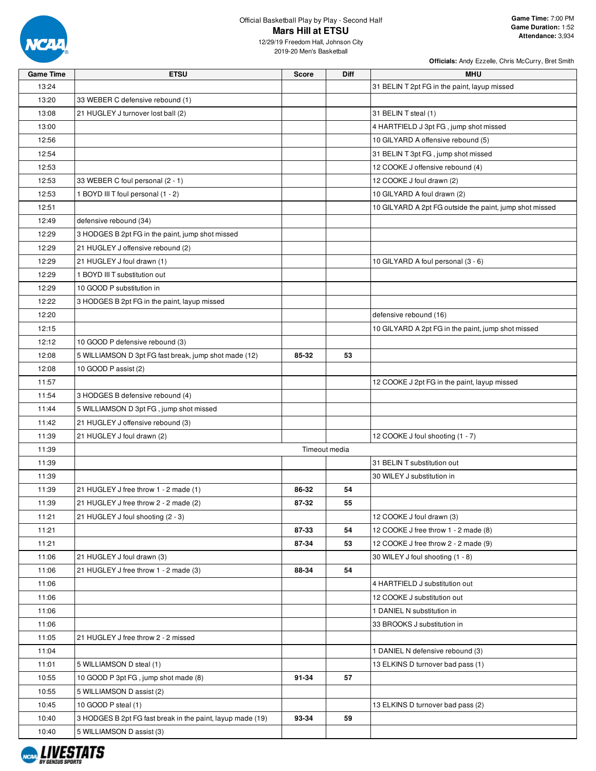Official Basketball Play by Play - Second Half

## Mars Hill at ETSU

12/29/19 Freedom Hall, Johnson City
2019-20 Men's Basketball

**Game Time:** 7:00 PM
**Game Duration:** 1:52
**Attendance:** 3,934

**Officials:** Andy Ezzelle, Chris McCurry, Bret Smith

| Game Time | ETSU | Score | Diff | MHU |
|---|---|---|---|---|
| 13:24 | | | | 31 BELIN T 2pt FG in the paint, layup missed |
| 13:20 | 33 WEBER C defensive rebound (1) | | | |
| 13:08 | 21 HUGLEY J turnover lost ball (2) | | | 31 BELIN T steal (1) |
| 13:00 | | | | 4 HARTFIELD J 3pt FG , jump shot missed |
| 12:56 | | | | 10 GILYARD A offensive rebound (5) |
| 12:54 | | | | 31 BELIN T 3pt FG , jump shot missed |
| 12:53 | | | | 12 COOKE J offensive rebound (4) |
| 12:53 | 33 WEBER C foul personal (2 - 1) | | | 12 COOKE J foul drawn (2) |
| 12:53 | 1 BOYD III T foul personal (1 - 2) | | | 10 GILYARD A foul drawn (2) |
| 12:51 | | | | 10 GILYARD A 2pt FG outside the paint, jump shot missed |
| 12:49 | defensive rebound (34) | | | |
| 12:29 | 3 HODGES B 2pt FG in the paint, jump shot missed | | | |
| 12:29 | 21 HUGLEY J offensive rebound (2) | | | |
| 12:29 | 21 HUGLEY J foul drawn (1) | | | 10 GILYARD A foul personal (3 - 6) |
| 12:29 | 1 BOYD III T substitution out | | | |
| 12:29 | 10 GOOD P substitution in | | | |
| 12:22 | 3 HODGES B 2pt FG in the paint, layup missed | | | |
| 12:20 | | | | defensive rebound (16) |
| 12:15 | | | | 10 GILYARD A 2pt FG in the paint, jump shot missed |
| 12:12 | 10 GOOD P defensive rebound (3) | | | |
| 12:08 | 5 WILLIAMSON D 3pt FG fast break, jump shot made (12) | 85-32 | 53 | |
| 12:08 | 10 GOOD P assist (2) | | | |
| 11:57 | | | | 12 COOKE J 2pt FG in the paint, layup missed |
| 11:54 | 3 HODGES B defensive rebound (4) | | | |
| 11:44 | 5 WILLIAMSON D 3pt FG , jump shot missed | | | |
| 11:42 | 21 HUGLEY J offensive rebound (3) | | | |
| 11:39 | 21 HUGLEY J foul drawn (2) | | | 12 COOKE J foul shooting (1 - 7) |
| 11:39 | | Timeout media | | |
| 11:39 | | | | 31 BELIN T substitution out |
| 11:39 | | | | 30 WILEY J substitution in |
| 11:39 | 21 HUGLEY J free throw 1 - 2 made (1) | 86-32 | 54 | |
| 11:39 | 21 HUGLEY J free throw 2 - 2 made (2) | 87-32 | 55 | |
| 11:21 | 21 HUGLEY J foul shooting (2 - 3) | | | 12 COOKE J foul drawn (3) |
| 11:21 | | 87-33 | 54 | 12 COOKE J free throw 1 - 2 made (8) |
| 11:21 | | 87-34 | 53 | 12 COOKE J free throw 2 - 2 made (9) |
| 11:06 | 21 HUGLEY J foul drawn (3) | | | 30 WILEY J foul shooting (1 - 8) |
| 11:06 | 21 HUGLEY J free throw 1 - 2 made (3) | 88-34 | 54 | |
| 11:06 | | | | 4 HARTFIELD J substitution out |
| 11:06 | | | | 12 COOKE J substitution out |
| 11:06 | | | | 1 DANIEL N substitution in |
| 11:06 | | | | 33 BROOKS J substitution in |
| 11:05 | 21 HUGLEY J free throw 2 - 2 missed | | | |
| 11:04 | | | | 1 DANIEL N defensive rebound (3) |
| 11:01 | 5 WILLIAMSON D steal (1) | | | 13 ELKINS D turnover bad pass (1) |
| 10:55 | 10 GOOD P 3pt FG , jump shot made (8) | 91-34 | 57 | |
| 10:55 | 5 WILLIAMSON D assist (2) | | | |
| 10:45 | 10 GOOD P steal (1) | | | 13 ELKINS D turnover bad pass (2) |
| 10:40 | 3 HODGES B 2pt FG fast break in the paint, layup made (19) | 93-34 | 59 | |
| 10:40 | 5 WILLIAMSON D assist (3) | | | |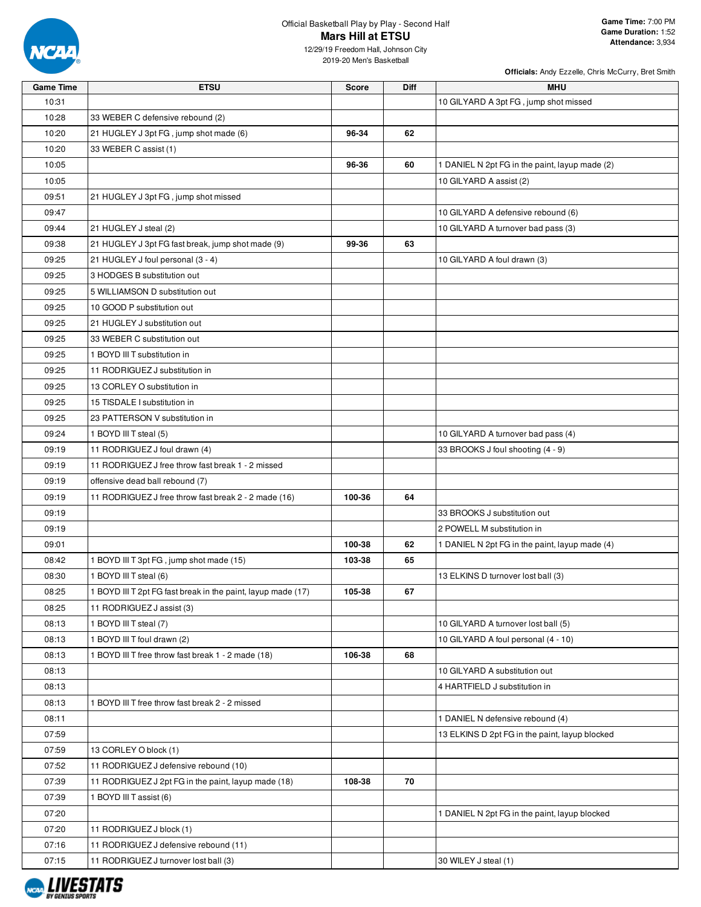Official Basketball Play by Play - Second Half

# Mars Hill at ETSU

12/29/19 Freedom Hall, Johnson City
2019-20 Men's Basketball

**Game Time:** 7:00 PM
**Game Duration:** 1:52
**Attendance:** 3,934

**Officials:** Andy Ezzelle, Chris McCurry, Bret Smith

| Game Time | ETSU | Score | Diff | MHU |
|---|---|---|---|---|
| 10:31 | | | | 10 GILYARD A 3pt FG , jump shot missed |
| 10:28 | 33 WEBER C defensive rebound (2) | | | |
| 10:20 | 21 HUGLEY J 3pt FG , jump shot made (6) | 96-34 | 62 | |
| 10:20 | 33 WEBER C assist (1) | | | |
| 10:05 | | 96-36 | 60 | 1 DANIEL N 2pt FG in the paint, layup made (2) |
| 10:05 | | | | 10 GILYARD A assist (2) |
| 09:51 | 21 HUGLEY J 3pt FG , jump shot missed | | | |
| 09:47 | | | | 10 GILYARD A defensive rebound (6) |
| 09:44 | 21 HUGLEY J steal (2) | | | 10 GILYARD A turnover bad pass (3) |
| 09:38 | 21 HUGLEY J 3pt FG fast break, jump shot made (9) | 99-36 | 63 | |
| 09:25 | 21 HUGLEY J foul personal (3 - 4) | | | 10 GILYARD A foul drawn (3) |
| 09:25 | 3 HODGES B substitution out | | | |
| 09:25 | 5 WILLIAMSON D substitution out | | | |
| 09:25 | 10 GOOD P substitution out | | | |
| 09:25 | 21 HUGLEY J substitution out | | | |
| 09:25 | 33 WEBER C substitution out | | | |
| 09:25 | 1 BOYD III T substitution in | | | |
| 09:25 | 11 RODRIGUEZ J substitution in | | | |
| 09:25 | 13 CORLEY O substitution in | | | |
| 09:25 | 15 TISDALE I substitution in | | | |
| 09:25 | 23 PATTERSON V substitution in | | | |
| 09:24 | 1 BOYD III T steal (5) | | | 10 GILYARD A turnover bad pass (4) |
| 09:19 | 11 RODRIGUEZ J foul drawn (4) | | | 33 BROOKS J foul shooting (4 - 9) |
| 09:19 | 11 RODRIGUEZ J free throw fast break 1 - 2 missed | | | |
| 09:19 | offensive dead ball rebound (7) | | | |
| 09:19 | 11 RODRIGUEZ J free throw fast break 2 - 2 made (16) | 100-36 | 64 | |
| 09:19 | | | | 33 BROOKS J substitution out |
| 09:19 | | | | 2 POWELL M substitution in |
| 09:01 | | 100-38 | 62 | 1 DANIEL N 2pt FG in the paint, layup made (4) |
| 08:42 | 1 BOYD III T 3pt FG , jump shot made (15) | 103-38 | 65 | |
| 08:30 | 1 BOYD III T steal (6) | | | 13 ELKINS D turnover lost ball (3) |
| 08:25 | 1 BOYD III T 2pt FG fast break in the paint, layup made (17) | 105-38 | 67 | |
| 08:25 | 11 RODRIGUEZ J assist (3) | | | |
| 08:13 | 1 BOYD III T steal (7) | | | 10 GILYARD A turnover lost ball (5) |
| 08:13 | 1 BOYD III T foul drawn (2) | | | 10 GILYARD A foul personal (4 - 10) |
| 08:13 | 1 BOYD III T free throw fast break 1 - 2 made (18) | 106-38 | 68 | |
| 08:13 | | | | 10 GILYARD A substitution out |
| 08:13 | | | | 4 HARTFIELD J substitution in |
| 08:13 | 1 BOYD III T free throw fast break 2 - 2 missed | | | |
| 08:11 | | | | 1 DANIEL N defensive rebound (4) |
| 07:59 | | | | 13 ELKINS D 2pt FG in the paint, layup blocked |
| 07:59 | 13 CORLEY O block (1) | | | |
| 07:52 | 11 RODRIGUEZ J defensive rebound (10) | | | |
| 07:39 | 11 RODRIGUEZ J 2pt FG in the paint, layup made (18) | 108-38 | 70 | |
| 07:39 | 1 BOYD III T assist (6) | | | |
| 07:20 | | | | 1 DANIEL N 2pt FG in the paint, layup blocked |
| 07:20 | 11 RODRIGUEZ J block (1) | | | |
| 07:16 | 11 RODRIGUEZ J defensive rebound (11) | | | |
| 07:15 | 11 RODRIGUEZ J turnover lost ball (3) | | | 30 WILEY J steal (1) |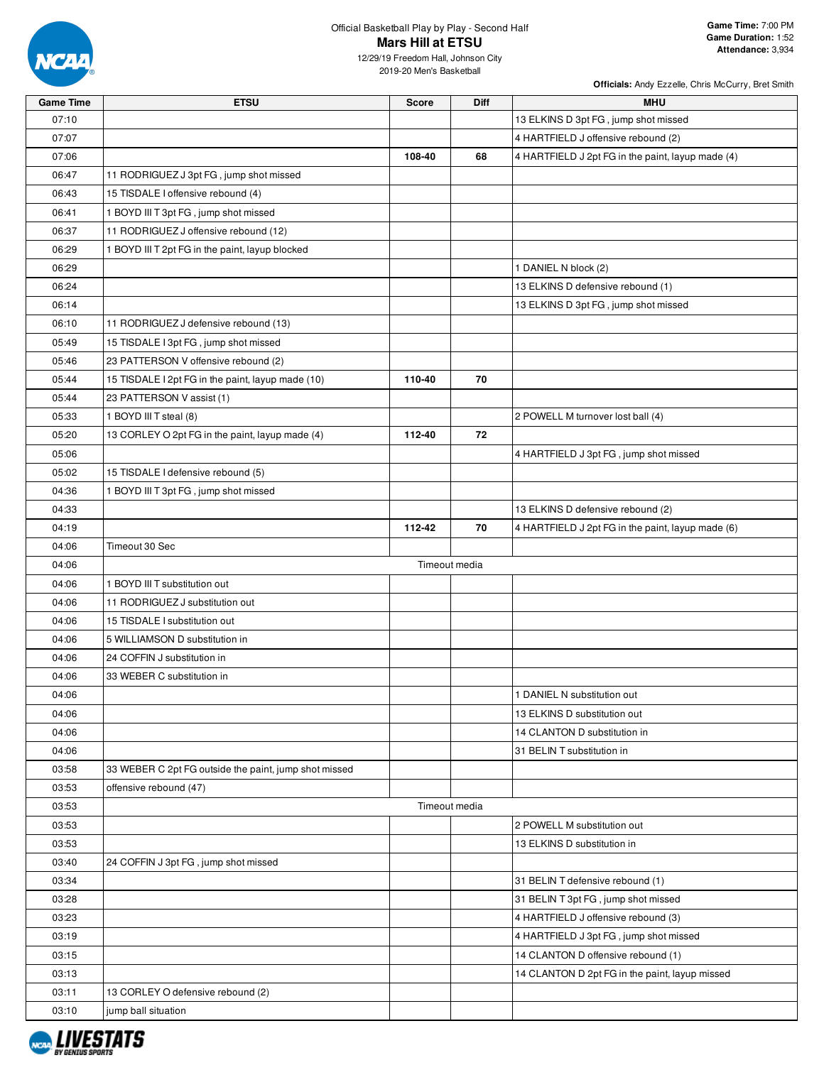Official Basketball Play by Play - Second Half

**Mars Hill at ETSU**

12/29/19 Freedom Hall, Johnson City

2019-20 Men's Basketball

**Game Time:** 7:00 PM
**Game Duration:** 1:52
**Attendance:** 3,934

**Officials:** Andy Ezzelle, Chris McCurry, Bret Smith

| Game Time | ETSU | Score | Diff | MHU |
|---|---|---|---|---|
| 07:10 | | | | 13 ELKINS D 3pt FG , jump shot missed |
| 07:07 | | | | 4 HARTFIELD J offensive rebound (2) |
| 07:06 | | 108-40 | 68 | 4 HARTFIELD J 2pt FG in the paint, layup made (4) |
| 06:47 | 11 RODRIGUEZ J 3pt FG , jump shot missed | | | |
| 06:43 | 15 TISDALE I offensive rebound (4) | | | |
| 06:41 | 1 BOYD III T 3pt FG , jump shot missed | | | |
| 06:37 | 11 RODRIGUEZ J offensive rebound (12) | | | |
| 06:29 | 1 BOYD III T 2pt FG in the paint, layup blocked | | | |
| 06:29 | | | | 1 DANIEL N block (2) |
| 06:24 | | | | 13 ELKINS D defensive rebound (1) |
| 06:14 | | | | 13 ELKINS D 3pt FG , jump shot missed |
| 06:10 | 11 RODRIGUEZ J defensive rebound (13) | | | |
| 05:49 | 15 TISDALE I 3pt FG , jump shot missed | | | |
| 05:46 | 23 PATTERSON V offensive rebound (2) | | | |
| 05:44 | 15 TISDALE I 2pt FG in the paint, layup made (10) | 110-40 | 70 | |
| 05:44 | 23 PATTERSON V assist (1) | | | |
| 05:33 | 1 BOYD III T steal (8) | | | 2 POWELL M turnover lost ball (4) |
| 05:20 | 13 CORLEY O 2pt FG in the paint, layup made (4) | 112-40 | 72 | |
| 05:06 | | | | 4 HARTFIELD J 3pt FG , jump shot missed |
| 05:02 | 15 TISDALE I defensive rebound (5) | | | |
| 04:36 | 1 BOYD III T 3pt FG , jump shot missed | | | |
| 04:33 | | | | 13 ELKINS D defensive rebound (2) |
| 04:19 | | 112-42 | 70 | 4 HARTFIELD J 2pt FG in the paint, layup made (6) |
| 04:06 | Timeout 30 Sec | | | |
| 04:06 | Timeout media | | | |
| 04:06 | 1 BOYD III T substitution out | | | |
| 04:06 | 11 RODRIGUEZ J substitution out | | | |
| 04:06 | 15 TISDALE I substitution out | | | |
| 04:06 | 5 WILLIAMSON D substitution in | | | |
| 04:06 | 24 COFFIN J substitution in | | | |
| 04:06 | 33 WEBER C substitution in | | | |
| 04:06 | | | | 1 DANIEL N substitution out |
| 04:06 | | | | 13 ELKINS D substitution out |
| 04:06 | | | | 14 CLANTON D substitution in |
| 04:06 | | | | 31 BELIN T substitution in |
| 03:58 | 33 WEBER C 2pt FG outside the paint, jump shot missed | | | |
| 03:53 | offensive rebound (47) | | | |
| 03:53 | Timeout media | | | |
| 03:53 | | | | 2 POWELL M substitution out |
| 03:53 | | | | 13 ELKINS D substitution in |
| 03:40 | 24 COFFIN J 3pt FG , jump shot missed | | | |
| 03:34 | | | | 31 BELIN T defensive rebound (1) |
| 03:28 | | | | 31 BELIN T 3pt FG , jump shot missed |
| 03:23 | | | | 4 HARTFIELD J offensive rebound (3) |
| 03:19 | | | | 4 HARTFIELD J 3pt FG , jump shot missed |
| 03:15 | | | | 14 CLANTON D offensive rebound (1) |
| 03:13 | | | | 14 CLANTON D 2pt FG in the paint, layup missed |
| 03:11 | 13 CORLEY O defensive rebound (2) | | | |
| 03:10 | jump ball situation | | | |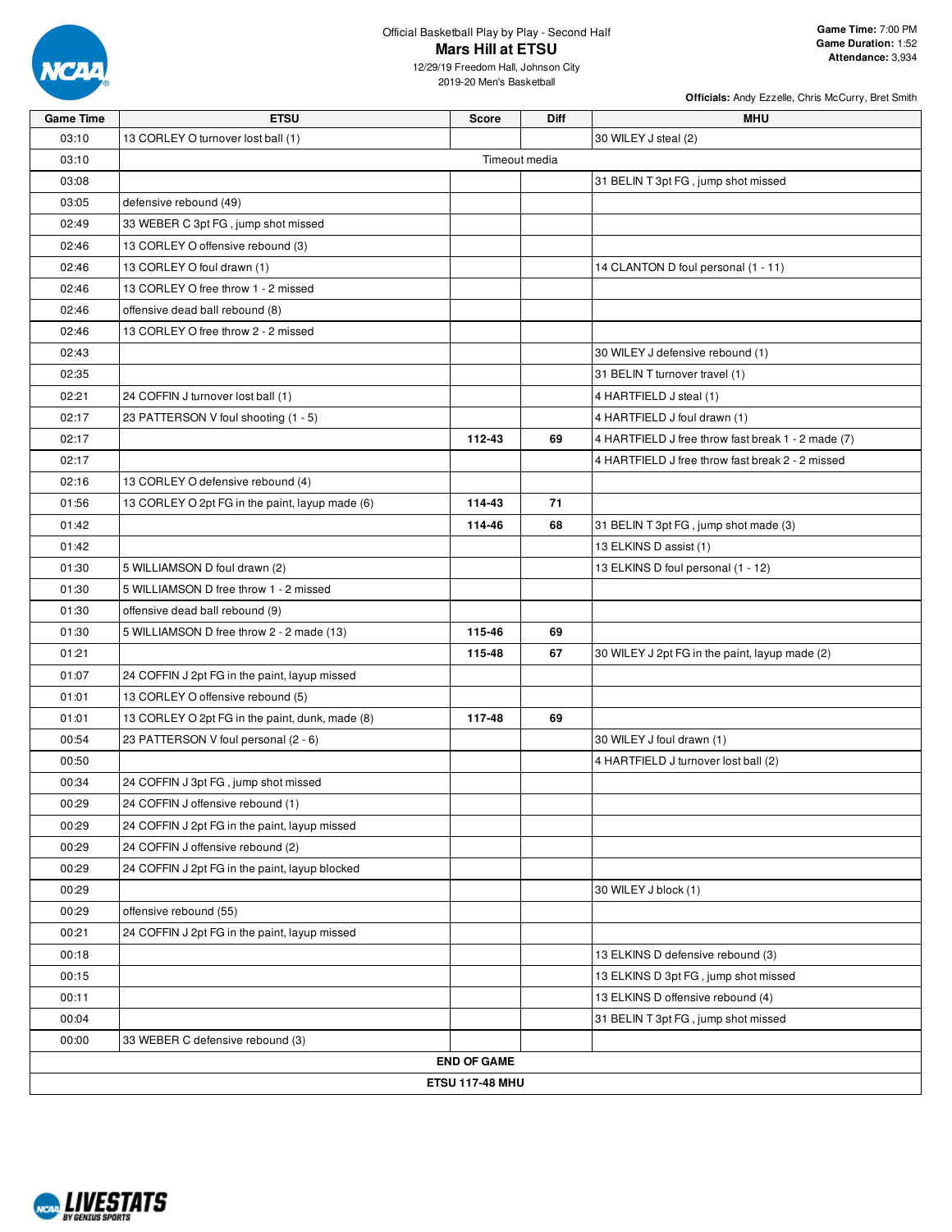Official Basketball Play by Play - Second Half

## Mars Hill at ETSU

12/29/19 Freedom Hall, Johnson City
2019-20 Men's Basketball

**Game Time:** 7:00 PM
**Game Duration:** 1:52
**Attendance:** 3,934

**Officials:** Andy Ezzelle, Chris McCurry, Bret Smith

| Game Time | ETSU | Score | Diff | MHU |
|---|---|---|---|---|
| 03:10 | 13 CORLEY O turnover lost ball (1) | | | 30 WILEY J steal (2) |
| 03:10 | | Timeout media | | |
| 03:08 | | | | 31 BELIN T 3pt FG , jump shot missed |
| 03:05 | defensive rebound (49) | | | |
| 02:49 | 33 WEBER C 3pt FG , jump shot missed | | | |
| 02:46 | 13 CORLEY O offensive rebound (3) | | | |
| 02:46 | 13 CORLEY O foul drawn (1) | | | 14 CLANTON D foul personal (1 - 11) |
| 02:46 | 13 CORLEY O free throw 1 - 2 missed | | | |
| 02:46 | offensive dead ball rebound (8) | | | |
| 02:46 | 13 CORLEY O free throw 2 - 2 missed | | | |
| 02:43 | | | | 30 WILEY J defensive rebound (1) |
| 02:35 | | | | 31 BELIN T turnover travel (1) |
| 02:21 | 24 COFFIN J turnover lost ball (1) | | | 4 HARTFIELD J steal (1) |
| 02:17 | 23 PATTERSON V foul shooting (1 - 5) | | | 4 HARTFIELD J foul drawn (1) |
| 02:17 | | 112-43 | 69 | 4 HARTFIELD J free throw fast break 1 - 2 made (7) |
| 02:17 | | | | 4 HARTFIELD J free throw fast break 2 - 2 missed |
| 02:16 | 13 CORLEY O defensive rebound (4) | | | |
| 01:56 | 13 CORLEY O 2pt FG in the paint, layup made (6) | 114-43 | 71 | |
| 01:42 | | 114-46 | 68 | 31 BELIN T 3pt FG , jump shot made (3) |
| 01:42 | | | | 13 ELKINS D assist (1) |
| 01:30 | 5 WILLIAMSON D foul drawn (2) | | | 13 ELKINS D foul personal (1 - 12) |
| 01:30 | 5 WILLIAMSON D free throw 1 - 2 missed | | | |
| 01:30 | offensive dead ball rebound (9) | | | |
| 01:30 | 5 WILLIAMSON D free throw 2 - 2 made (13) | 115-46 | 69 | |
| 01:21 | | 115-48 | 67 | 30 WILEY J 2pt FG in the paint, layup made (2) |
| 01:07 | 24 COFFIN J 2pt FG in the paint, layup missed | | | |
| 01:01 | 13 CORLEY O offensive rebound (5) | | | |
| 01:01 | 13 CORLEY O 2pt FG in the paint, dunk, made (8) | 117-48 | 69 | |
| 00:54 | 23 PATTERSON V foul personal (2 - 6) | | | 30 WILEY J foul drawn (1) |
| 00:50 | | | | 4 HARTFIELD J turnover lost ball (2) |
| 00:34 | 24 COFFIN J 3pt FG , jump shot missed | | | |
| 00:29 | 24 COFFIN J offensive rebound (1) | | | |
| 00:29 | 24 COFFIN J 2pt FG in the paint, layup missed | | | |
| 00:29 | 24 COFFIN J offensive rebound (2) | | | |
| 00:29 | 24 COFFIN J 2pt FG in the paint, layup blocked | | | |
| 00:29 | | | | 30 WILEY J block (1) |
| 00:29 | offensive rebound (55) | | | |
| 00:21 | 24 COFFIN J 2pt FG in the paint, layup missed | | | |
| 00:18 | | | | 13 ELKINS D defensive rebound (3) |
| 00:15 | | | | 13 ELKINS D 3pt FG , jump shot missed |
| 00:11 | | | | 13 ELKINS D offensive rebound (4) |
| 00:04 | | | | 31 BELIN T 3pt FG , jump shot missed |
| 00:00 | 33 WEBER C defensive rebound (3) | | | |

**END OF GAME**

**ETSU 117-48 MHU**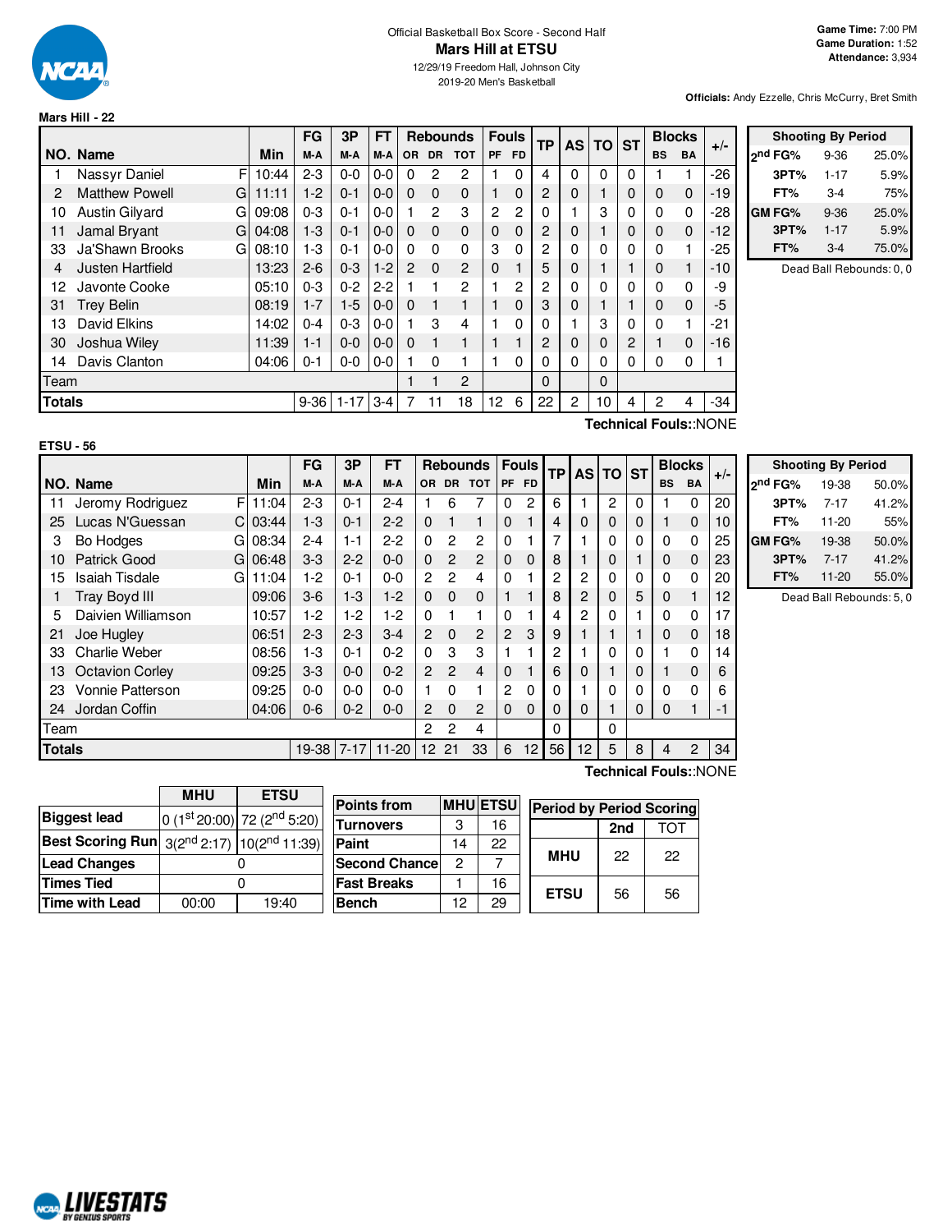Official Basketball Box Score - Second Half

# Mars Hill at ETSU

12/29/19 Freedom Hall, Johnson City
2019-20 Men's Basketball

**Game Time:** 7:00 PM
**Game Duration:** 1:52
**Attendance:** 3,934

**Officials:** Andy Ezzelle, Chris McCurry, Bret Smith

## Mars Hill - 22

| NO. | Name | | Min | FG M-A | 3P M-A | FT M-A | OR | DR | TOT | PF | FD | TP | AS | TO | ST | BS | BA | +/- |
|---|---|---|---|---|---|---|---|---|---|---|---|---|---|---|---|---|---|---|
| 1 | Nassyr Daniel | F | 10:44 | 2-3 | 0-0 | 0-0 | 0 | 2 | 2 | 1 | 0 | 4 | 0 | 0 | 0 | 1 | 1 | -26 |
| 2 | Matthew Powell | G | 11:11 | 1-2 | 0-1 | 0-0 | 0 | 0 | 0 | 1 | 0 | 2 | 0 | 1 | 0 | 0 | 0 | -19 |
| 10 | Austin Gilyard | G | 09:08 | 0-3 | 0-1 | 0-0 | 1 | 2 | 3 | 2 | 2 | 0 | 1 | 3 | 0 | 0 | 0 | -28 |
| 11 | Jamal Bryant | G | 04:08 | 1-3 | 0-1 | 0-0 | 0 | 0 | 0 | 0 | 0 | 2 | 0 | 1 | 0 | 0 | 0 | -12 |
| 33 | Ja'Shawn Brooks | G | 08:10 | 1-3 | 0-1 | 0-0 | 0 | 0 | 0 | 3 | 0 | 2 | 0 | 0 | 0 | 0 | 1 | -25 |
| 4 | Justen Hartfield | | 13:23 | 2-6 | 0-3 | 1-2 | 2 | 0 | 2 | 0 | 1 | 5 | 0 | 1 | 1 | 0 | 1 | -10 |
| 12 | Javonte Cooke | | 05:10 | 0-3 | 0-2 | 2-2 | 1 | 1 | 2 | 1 | 2 | 2 | 0 | 0 | 0 | 0 | 0 | -9 |
| 31 | Trey Belin | | 08:19 | 1-7 | 1-5 | 0-0 | 0 | 1 | 1 | 1 | 0 | 3 | 0 | 1 | 1 | 0 | 0 | -5 |
| 13 | David Elkins | | 14:02 | 0-4 | 0-3 | 0-0 | 1 | 3 | 4 | 1 | 0 | 0 | 1 | 3 | 0 | 0 | 1 | -21 |
| 30 | Joshua Wiley | | 11:39 | 1-1 | 0-0 | 0-0 | 0 | 1 | 1 | 1 | 1 | 2 | 0 | 0 | 2 | 1 | 0 | -16 |
| 14 | Davis Clanton | | 04:06 | 0-1 | 0-0 | 0-0 | 1 | 0 | 1 | 1 | 0 | 0 | 0 | 0 | 0 | 0 | 0 | 1 |
| Team | | | | | | | 1 | 1 | 2 | | | 0 | | 0 | | | | |
| **Totals** | | | | 9-36 | 1-17 | 3-4 | 7 | 11 | 18 | 12 | 6 | 22 | 2 | 10 | 4 | 2 | 4 | -34 |

Technical Fouls::NONE

| Shooting By Period | | |
|---|---|---|
| 2nd FG% | 9-36 | 25.0% |
| 3PT% | 1-17 | 5.9% |
| FT% | 3-4 | 75% |
| GM FG% | 9-36 | 25.0% |
| 3PT% | 1-17 | 5.9% |
| FT% | 3-4 | 75.0% |

Dead Ball Rebounds: 0, 0

## ETSU - 56

| NO. | Name | | Min | FG M-A | 3P M-A | FT M-A | OR | DR | TOT | PF | FD | TP | AS | TO | ST | BS | BA | +/- |
|---|---|---|---|---|---|---|---|---|---|---|---|---|---|---|---|---|---|---|
| 11 | Jeromy Rodriguez | F | 11:04 | 2-3 | 0-1 | 2-4 | 1 | 6 | 7 | 0 | 2 | 6 | 1 | 2 | 0 | 1 | 0 | 20 |
| 25 | Lucas N'Guessan | C | 03:44 | 1-3 | 0-1 | 2-2 | 0 | 1 | 1 | 0 | 1 | 4 | 0 | 0 | 0 | 1 | 0 | 10 |
| 3 | Bo Hodges | G | 08:34 | 2-4 | 1-1 | 2-2 | 0 | 2 | 2 | 0 | 1 | 7 | 1 | 0 | 0 | 0 | 0 | 25 |
| 10 | Patrick Good | G | 06:48 | 3-3 | 2-2 | 0-0 | 0 | 2 | 2 | 0 | 0 | 8 | 1 | 0 | 1 | 0 | 0 | 23 |
| 15 | Isaiah Tisdale | G | 11:04 | 1-2 | 0-1 | 0-0 | 2 | 2 | 4 | 0 | 1 | 2 | 2 | 0 | 0 | 0 | 0 | 20 |
| 1 | Tray Boyd III | | 09:06 | 3-6 | 1-3 | 1-2 | 0 | 0 | 0 | 1 | 1 | 8 | 2 | 0 | 5 | 0 | 1 | 12 |
| 5 | Daivien Williamson | | 10:57 | 1-2 | 1-2 | 1-2 | 0 | 1 | 1 | 0 | 1 | 4 | 2 | 0 | 1 | 0 | 0 | 17 |
| 21 | Joe Hugley | | 06:51 | 2-3 | 2-3 | 3-4 | 2 | 0 | 2 | 2 | 3 | 9 | 1 | 1 | 1 | 0 | 0 | 18 |
| 33 | Charlie Weber | | 08:56 | 1-3 | 0-1 | 0-2 | 0 | 3 | 3 | 1 | 1 | 2 | 1 | 0 | 0 | 1 | 0 | 14 |
| 13 | Octavion Corley | | 09:25 | 3-3 | 0-0 | 0-2 | 2 | 2 | 4 | 0 | 1 | 6 | 0 | 1 | 0 | 1 | 0 | 6 |
| 23 | Vonnie Patterson | | 09:25 | 0-0 | 0-0 | 0-0 | 1 | 0 | 1 | 2 | 0 | 0 | 1 | 0 | 0 | 0 | 0 | 6 |
| 24 | Jordan Coffin | | 04:06 | 0-6 | 0-2 | 0-0 | 2 | 0 | 2 | 0 | 0 | 0 | 0 | 1 | 0 | 0 | 1 | -1 |
| Team | | | | | | | 2 | 2 | 4 | | | 0 | | 0 | | | | |
| **Totals** | | | | 19-38 | 7-17 | 11-20 | 12 | 21 | 33 | 6 | 12 | 56 | 12 | 5 | 8 | 4 | 2 | 34 |

Technical Fouls::NONE

| Shooting By Period | | |
|---|---|---|
| 2nd FG% | 19-38 | 50.0% |
| 3PT% | 7-17 | 41.2% |
| FT% | 11-20 | 55% |
| GM FG% | 19-38 | 50.0% |
| 3PT% | 7-17 | 41.2% |
| FT% | 11-20 | 55.0% |

Dead Ball Rebounds: 5, 0

| | MHU | ETSU |
|---|---|---|
| Biggest lead | 0 (1st 20:00) | 72 (2nd 5:20) |
| Best Scoring Run | 3(2nd 2:17) | 10(2nd 11:39) |
| Lead Changes | 0 | |
| Times Tied | 0 | |
| Time with Lead | 00:00 | 19:40 |

| Points from | MHU | ETSU |
|---|---|---|
| Turnovers | 3 | 16 |
| Paint | 14 | 22 |
| Second Chance | 2 | 7 |
| Fast Breaks | 1 | 16 |
| Bench | 12 | 29 |

| Period by Period Scoring | 2nd | TOT |
|---|---|---|
| MHU | 22 | 22 |
| ETSU | 56 | 56 |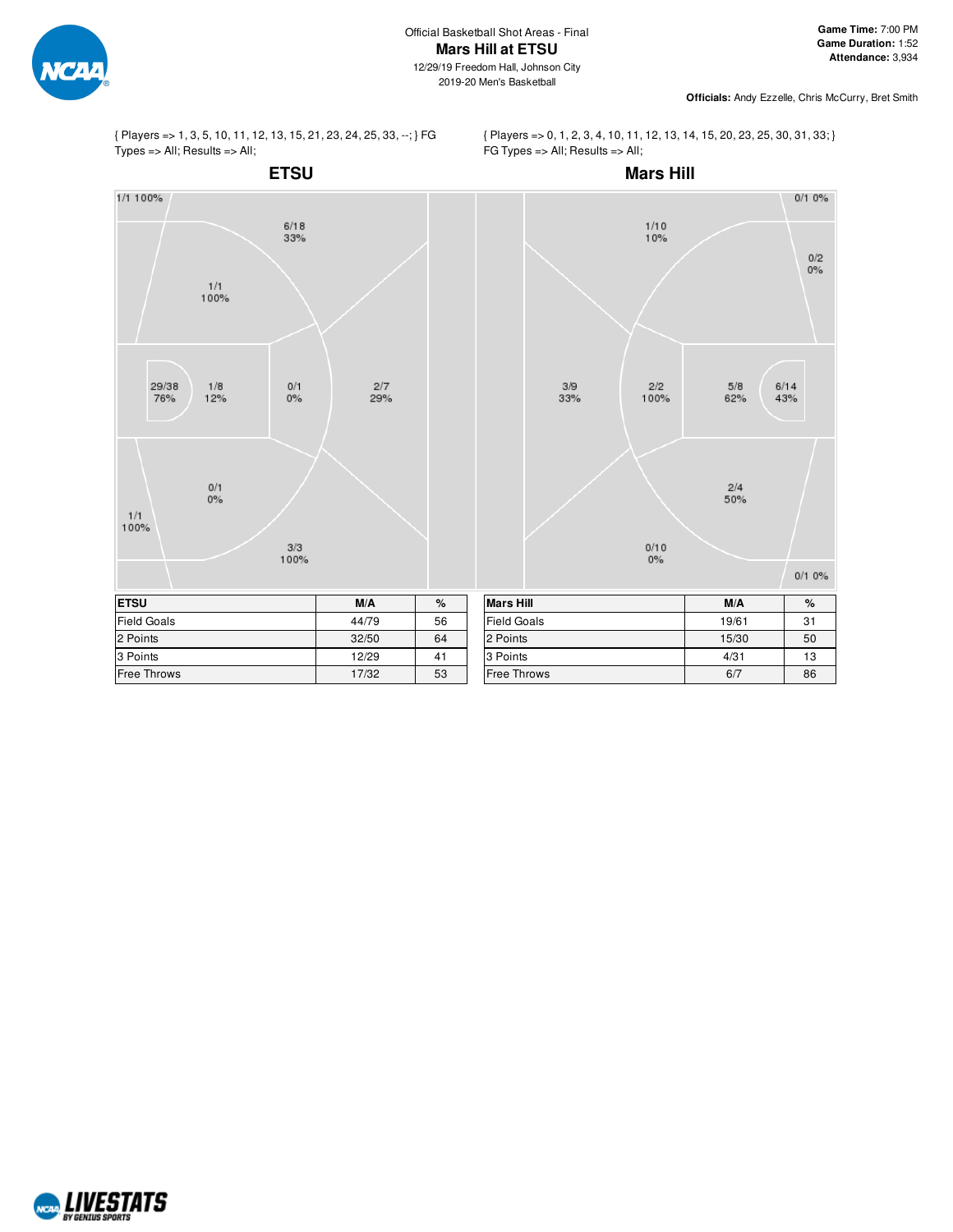Official Basketball Shot Areas - Final

# Mars Hill at ETSU

12/29/19 Freedom Hall, Johnson City
2019-20 Men's Basketball

**Game Time:** 7:00 PM
**Game Duration:** 1:52
**Attendance:** 3,934

**Officials:** Andy Ezzelle, Chris McCurry, Bret Smith

{ Players => 1, 3, 5, 10, 11, 12, 13, 15, 21, 23, 24, 25, 33, --; } FG Types => All; Results => All;

{ Players => 0, 1, 2, 3, 4, 10, 11, 12, 13, 14, 15, 20, 23, 25, 30, 31, 33; } FG Types => All; Results => All;

## ETSU

1/1 100%
6/18 33%
1/1 100%
29/38 76%
1/8 12%
0/1 0%
2/7 29%
0/1 0%
1/1 100%
3/3 100%

## Mars Hill

0/1 0%
1/10 10%
0/2 0%
3/9 33%
2/2 100%
5/8 62%
6/14 43%
2/4 50%
0/10 0%
0/1 0%

| ETSU | M/A | % |
|---|---|---|
| Field Goals | 44/79 | 56 |
| 2 Points | 32/50 | 64 |
| 3 Points | 12/29 | 41 |
| Free Throws | 17/32 | 53 |

| Mars Hill | M/A | % |
|---|---|---|
| Field Goals | 19/61 | 31 |
| 2 Points | 15/30 | 50 |
| 3 Points | 4/31 | 13 |
| Free Throws | 6/7 | 86 |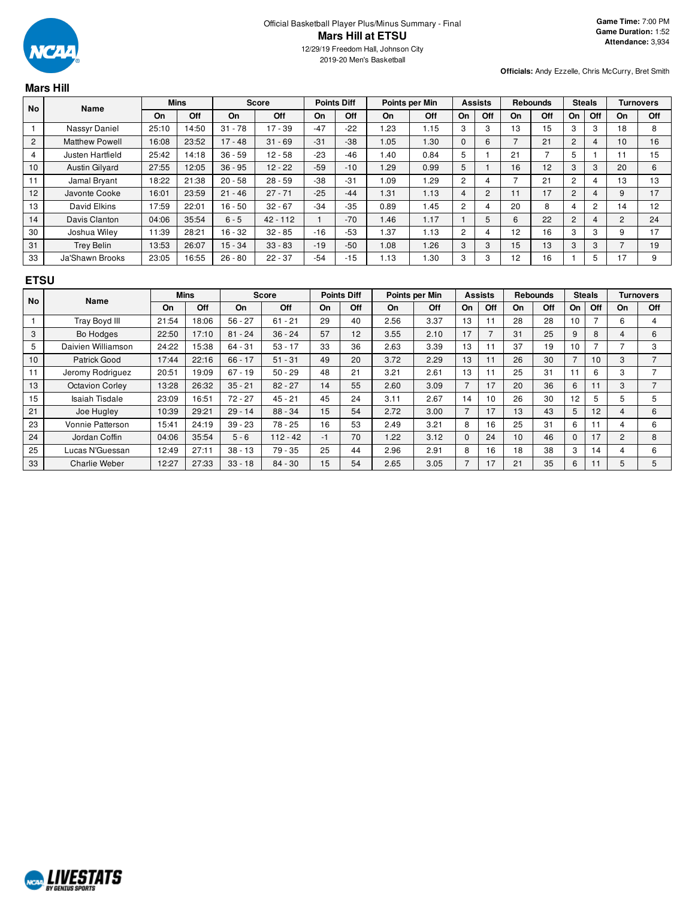Official Basketball Player Plus/Minus Summary - Final

# Mars Hill at ETSU

12/29/19 Freedom Hall, Johnson City
2019-20 Men's Basketball

**Game Time:** 7:00 PM
**Game Duration:** 1:52
**Attendance:** 3,934

**Officials:** Andy Ezzelle, Chris McCurry, Bret Smith

## Mars Hill

| No | Name | Mins | | Score | | Points Diff | | Points per Min | | Assists | | Rebounds | | Steals | | Turnovers | |
|---|---|---|---|---|---|---|---|---|---|---|---|---|---|---|---|---|---|
| | | On | Off | On | Off | On | Off | On | Off | On | Off | On | Off | On | Off | On | Off |
| 1 | Nassyr Daniel | 25:10 | 14:50 | 31 - 78 | 17 - 39 | -47 | -22 | 1.23 | 1.15 | 3 | 3 | 13 | 15 | 3 | 3 | 18 | 8 |
| 2 | Matthew Powell | 16:08 | 23:52 | 17 - 48 | 31 - 69 | -31 | -38 | 1.05 | 1.30 | 0 | 6 | 7 | 21 | 2 | 4 | 10 | 16 |
| 4 | Justen Hartfield | 25:42 | 14:18 | 36 - 59 | 12 - 58 | -23 | -46 | 1.40 | 0.84 | 5 | 1 | 21 | 7 | 5 | 1 | 11 | 15 |
| 10 | Austin Gilyard | 27:55 | 12:05 | 36 - 95 | 12 - 22 | -59 | -10 | 1.29 | 0.99 | 5 | 1 | 16 | 12 | 3 | 3 | 20 | 6 |
| 11 | Jamal Bryant | 18:22 | 21:38 | 20 - 58 | 28 - 59 | -38 | -31 | 1.09 | 1.29 | 2 | 4 | 7 | 21 | 2 | 4 | 13 | 13 |
| 12 | Javonte Cooke | 16:01 | 23:59 | 21 - 46 | 27 - 71 | -25 | -44 | 1.31 | 1.13 | 4 | 2 | 11 | 17 | 2 | 4 | 9 | 17 |
| 13 | David Elkins | 17:59 | 22:01 | 16 - 50 | 32 - 67 | -34 | -35 | 0.89 | 1.45 | 2 | 4 | 20 | 8 | 4 | 2 | 14 | 12 |
| 14 | Davis Clanton | 04:06 | 35:54 | 6 - 5 | 42 - 112 | 1 | -70 | 1.46 | 1.17 | 1 | 5 | 6 | 22 | 2 | 4 | 2 | 24 |
| 30 | Joshua Wiley | 11:39 | 28:21 | 16 - 32 | 32 - 85 | -16 | -53 | 1.37 | 1.13 | 2 | 4 | 12 | 16 | 3 | 3 | 9 | 17 |
| 31 | Trey Belin | 13:53 | 26:07 | 15 - 34 | 33 - 83 | -19 | -50 | 1.08 | 1.26 | 3 | 3 | 15 | 13 | 3 | 3 | 7 | 19 |
| 33 | Ja'Shawn Brooks | 23:05 | 16:55 | 26 - 80 | 22 - 37 | -54 | -15 | 1.13 | 1.30 | 3 | 3 | 12 | 16 | 1 | 5 | 17 | 9 |

## ETSU

| No | Name | Mins | | Score | | Points Diff | | Points per Min | | Assists | | Rebounds | | Steals | | Turnovers | |
|---|---|---|---|---|---|---|---|---|---|---|---|---|---|---|---|---|---|
| | | On | Off | On | Off | On | Off | On | Off | On | Off | On | Off | On | Off | On | Off |
| 1 | Tray Boyd III | 21:54 | 18:06 | 56 - 27 | 61 - 21 | 29 | 40 | 2.56 | 3.37 | 13 | 11 | 28 | 28 | 10 | 7 | 6 | 4 |
| 3 | Bo Hodges | 22:50 | 17:10 | 81 - 24 | 36 - 24 | 57 | 12 | 3.55 | 2.10 | 17 | 7 | 31 | 25 | 9 | 8 | 4 | 6 |
| 5 | Daivien Williamson | 24:22 | 15:38 | 64 - 31 | 53 - 17 | 33 | 36 | 2.63 | 3.39 | 13 | 11 | 37 | 19 | 10 | 7 | 7 | 3 |
| 10 | Patrick Good | 17:44 | 22:16 | 66 - 17 | 51 - 31 | 49 | 20 | 3.72 | 2.29 | 13 | 11 | 26 | 30 | 7 | 10 | 3 | 7 |
| 11 | Jeromy Rodriguez | 20:51 | 19:09 | 67 - 19 | 50 - 29 | 48 | 21 | 3.21 | 2.61 | 13 | 11 | 25 | 31 | 11 | 6 | 3 | 7 |
| 13 | Octavion Corley | 13:28 | 26:32 | 35 - 21 | 82 - 27 | 14 | 55 | 2.60 | 3.09 | 7 | 17 | 20 | 36 | 6 | 11 | 3 | 7 |
| 15 | Isaiah Tisdale | 23:09 | 16:51 | 72 - 27 | 45 - 21 | 45 | 24 | 3.11 | 2.67 | 14 | 10 | 26 | 30 | 12 | 5 | 5 | 5 |
| 21 | Joe Hugley | 10:39 | 29:21 | 29 - 14 | 88 - 34 | 15 | 54 | 2.72 | 3.00 | 7 | 17 | 13 | 43 | 5 | 12 | 4 | 6 |
| 23 | Vonnie Patterson | 15:41 | 24:19 | 39 - 23 | 78 - 25 | 16 | 53 | 2.49 | 3.21 | 8 | 16 | 25 | 31 | 6 | 11 | 4 | 6 |
| 24 | Jordan Coffin | 04:06 | 35:54 | 5 - 6 | 112 - 42 | -1 | 70 | 1.22 | 3.12 | 0 | 24 | 10 | 46 | 0 | 17 | 2 | 8 |
| 25 | Lucas N'Guessan | 12:49 | 27:11 | 38 - 13 | 79 - 35 | 25 | 44 | 2.96 | 2.91 | 8 | 16 | 18 | 38 | 3 | 14 | 4 | 6 |
| 33 | Charlie Weber | 12:27 | 27:33 | 33 - 18 | 84 - 30 | 15 | 54 | 2.65 | 3.05 | 7 | 17 | 21 | 35 | 6 | 11 | 5 | 5 |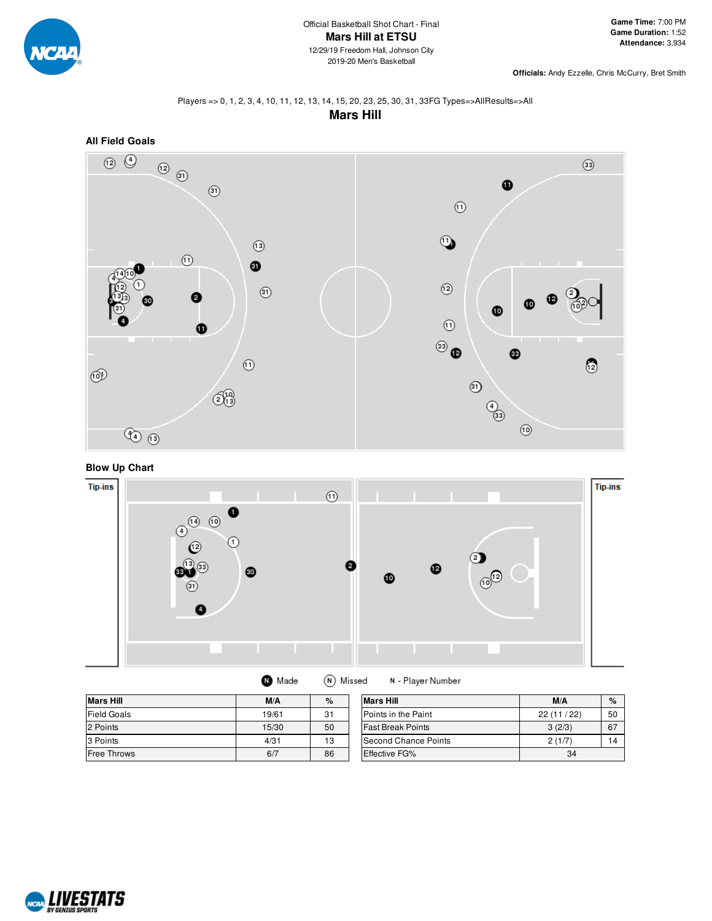Official Basketball Shot Chart - Final

# Mars Hill at ETSU

12/29/19 Freedom Hall, Johnson City
2019-20 Men's Basketball

**Game Time:** 7:00 PM
**Game Duration:** 1:52
**Attendance:** 3,934

**Officials:** Andy Ezzelle, Chris McCurry, Bret Smith

Players => 0, 1, 2, 3, 4, 10, 11, 12, 13, 14, 15, 20, 23, 25, 30, 31, 33FG Types=>AllResults=>All

## Mars Hill

### All Field Goals

### Blow Up Chart

Tip-ins

Tip-ins

Made   Missed   N - Player Number

| Mars Hill | M/A | % |
|---|---|---|
| Field Goals | 19/61 | 31 |
| 2 Points | 15/30 | 50 |
| 3 Points | 4/31 | 13 |
| Free Throws | 6/7 | 86 |

| Mars Hill | M/A | % |
|---|---|---|
| Points in the Paint | 22 (11 / 22) | 50 |
| Fast Break Points | 3 (2/3) | 67 |
| Second Chance Points | 2 (1/7) | 14 |
| Effective FG% | 34 | |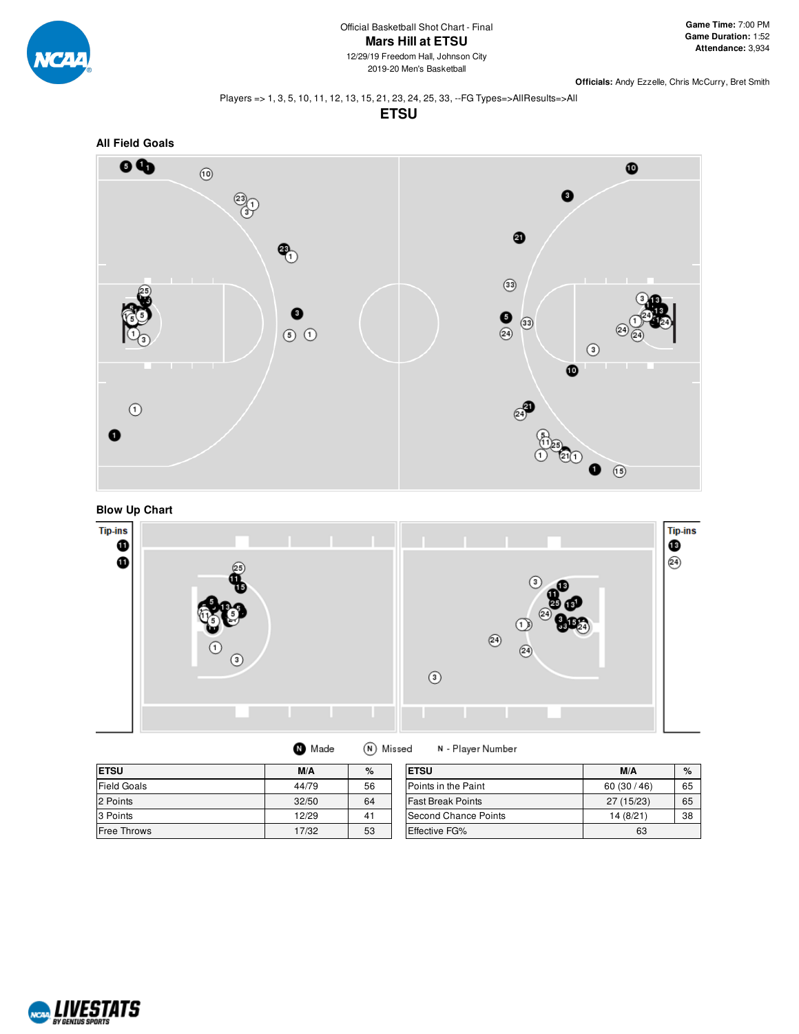Official Basketball Shot Chart - Final

# Mars Hill at ETSU

12/29/19 Freedom Hall, Johnson City

2019-20 Men's Basketball

**Game Time:** 7:00 PM
**Game Duration:** 1:52
**Attendance:** 3,934

**Officials:** Andy Ezzelle, Chris McCurry, Bret Smith

Players => 1, 3, 5, 10, 11, 12, 13, 15, 21, 23, 24, 25, 33, --FG Types=>AllResults=>All

## ETSU

### All Field Goals

### Blow Up Chart

Tip-ins

Tip-ins

Made    Missed    N - Player Number

| ETSU | M/A | % |
|---|---|---|
| Field Goals | 44/79 | 56 |
| 2 Points | 32/50 | 64 |
| 3 Points | 12/29 | 41 |
| Free Throws | 17/32 | 53 |

| ETSU | M/A | % |
|---|---|---|
| Points in the Paint | 60 (30 / 46) | 65 |
| Fast Break Points | 27 (15/23) | 65 |
| Second Chance Points | 14 (8/21) | 38 |
| Effective FG% | 63 | |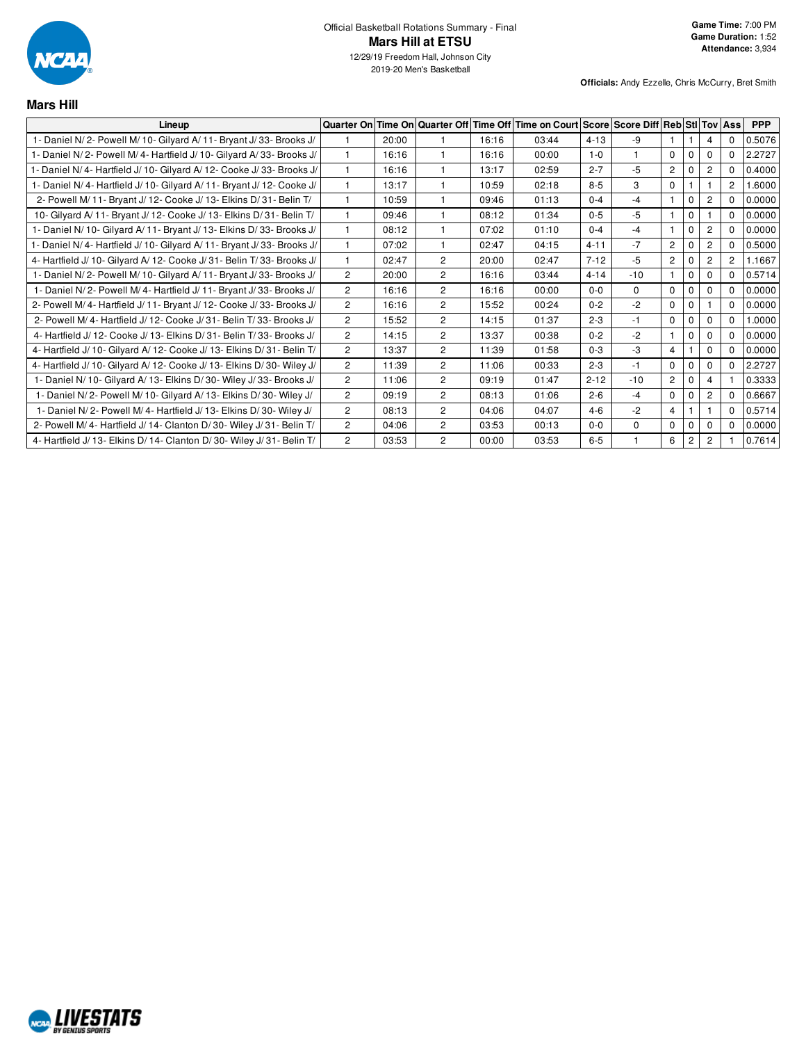Official Basketball Rotations Summary - Final

# Mars Hill at ETSU

12/29/19 Freedom Hall, Johnson City
2019-20 Men's Basketball

**Game Time:** 7:00 PM
**Game Duration:** 1:52
**Attendance:** 3,934

**Officials:** Andy Ezzelle, Chris McCurry, Bret Smith

## Mars Hill

| Lineup | Quarter On | Time On | Quarter Off | Time Off | Time on Court | Score | Score Diff | Reb | Stl | Tov | Ass | PPP |
|---|---|---|---|---|---|---|---|---|---|---|---|---|
| 1- Daniel N/ 2- Powell M/ 10- Gilyard A/ 11- Bryant J/ 33- Brooks J/ | 1 | 20:00 | 1 | 16:16 | 03:44 | 4-13 | -9 | 1 | 1 | 4 | 0 | 0.5076 |
| 1- Daniel N/ 2- Powell M/ 4- Hartfield J/ 10- Gilyard A/ 33- Brooks J/ | 1 | 16:16 | 1 | 16:16 | 00:00 | 1-0 | 1 | 0 | 0 | 0 | 0 | 2.2727 |
| 1- Daniel N/ 4- Hartfield J/ 10- Gilyard A/ 12- Cooke J/ 33- Brooks J/ | 1 | 16:16 | 1 | 13:17 | 02:59 | 2-7 | -5 | 2 | 0 | 2 | 0 | 0.4000 |
| 1- Daniel N/ 4- Hartfield J/ 10- Gilyard A/ 11- Bryant J/ 12- Cooke J/ | 1 | 13:17 | 1 | 10:59 | 02:18 | 8-5 | 3 | 0 | 1 | 1 | 2 | 1.6000 |
| 2- Powell M/ 11- Bryant J/ 12- Cooke J/ 13- Elkins D/ 31- Belin T/ | 1 | 10:59 | 1 | 09:46 | 01:13 | 0-4 | -4 | 1 | 0 | 2 | 0 | 0.0000 |
| 10- Gilyard A/ 11- Bryant J/ 12- Cooke J/ 13- Elkins D/ 31- Belin T/ | 1 | 09:46 | 1 | 08:12 | 01:34 | 0-5 | -5 | 1 | 0 | 1 | 0 | 0.0000 |
| 1- Daniel N/ 10- Gilyard A/ 11- Bryant J/ 13- Elkins D/ 33- Brooks J/ | 1 | 08:12 | 1 | 07:02 | 01:10 | 0-4 | -4 | 1 | 0 | 2 | 0 | 0.0000 |
| 1- Daniel N/ 4- Hartfield J/ 10- Gilyard A/ 11- Bryant J/ 33- Brooks J/ | 1 | 07:02 | 1 | 02:47 | 04:15 | 4-11 | -7 | 2 | 0 | 2 | 0 | 0.5000 |
| 4- Hartfield J/ 10- Gilyard A/ 12- Cooke J/ 31- Belin T/ 33- Brooks J/ | 1 | 02:47 | 2 | 20:00 | 02:47 | 7-12 | -5 | 2 | 0 | 2 | 2 | 1.1667 |
| 1- Daniel N/ 2- Powell M/ 10- Gilyard A/ 11- Bryant J/ 33- Brooks J/ | 2 | 20:00 | 2 | 16:16 | 03:44 | 4-14 | -10 | 1 | 0 | 0 | 0 | 0.5714 |
| 1- Daniel N/ 2- Powell M/ 4- Hartfield J/ 11- Bryant J/ 33- Brooks J/ | 2 | 16:16 | 2 | 16:16 | 00:00 | 0-0 | 0 | 0 | 0 | 0 | 0 | 0.0000 |
| 2- Powell M/ 4- Hartfield J/ 11- Bryant J/ 12- Cooke J/ 33- Brooks J/ | 2 | 16:16 | 2 | 15:52 | 00:24 | 0-2 | -2 | 0 | 0 | 1 | 0 | 0.0000 |
| 2- Powell M/ 4- Hartfield J/ 12- Cooke J/ 31- Belin T/ 33- Brooks J/ | 2 | 15:52 | 2 | 14:15 | 01:37 | 2-3 | -1 | 0 | 0 | 0 | 0 | 1.0000 |
| 4- Hartfield J/ 12- Cooke J/ 13- Elkins D/ 31- Belin T/ 33- Brooks J/ | 2 | 14:15 | 2 | 13:37 | 00:38 | 0-2 | -2 | 1 | 0 | 0 | 0 | 0.0000 |
| 4- Hartfield J/ 10- Gilyard A/ 12- Cooke J/ 13- Elkins D/ 31- Belin T/ | 2 | 13:37 | 2 | 11:39 | 01:58 | 0-3 | -3 | 4 | 1 | 0 | 0 | 0.0000 |
| 4- Hartfield J/ 10- Gilyard A/ 12- Cooke J/ 13- Elkins D/ 30- Wiley J/ | 2 | 11:39 | 2 | 11:06 | 00:33 | 2-3 | -1 | 0 | 0 | 0 | 0 | 2.2727 |
| 1- Daniel N/ 10- Gilyard A/ 13- Elkins D/ 30- Wiley J/ 33- Brooks J/ | 2 | 11:06 | 2 | 09:19 | 01:47 | 2-12 | -10 | 2 | 0 | 4 | 1 | 0.3333 |
| 1- Daniel N/ 2- Powell M/ 10- Gilyard A/ 13- Elkins D/ 30- Wiley J/ | 2 | 09:19 | 2 | 08:13 | 01:06 | 2-6 | -4 | 0 | 0 | 2 | 0 | 0.6667 |
| 1- Daniel N/ 2- Powell M/ 4- Hartfield J/ 13- Elkins D/ 30- Wiley J/ | 2 | 08:13 | 2 | 04:06 | 04:07 | 4-6 | -2 | 4 | 1 | 1 | 0 | 0.5714 |
| 2- Powell M/ 4- Hartfield J/ 14- Clanton D/ 30- Wiley J/ 31- Belin T/ | 2 | 04:06 | 2 | 03:53 | 00:13 | 0-0 | 0 | 0 | 0 | 0 | 0 | 0.0000 |
| 4- Hartfield J/ 13- Elkins D/ 14- Clanton D/ 30- Wiley J/ 31- Belin T/ | 2 | 03:53 | 2 | 00:00 | 03:53 | 6-5 | 1 | 6 | 2 | 2 | 1 | 0.7614 |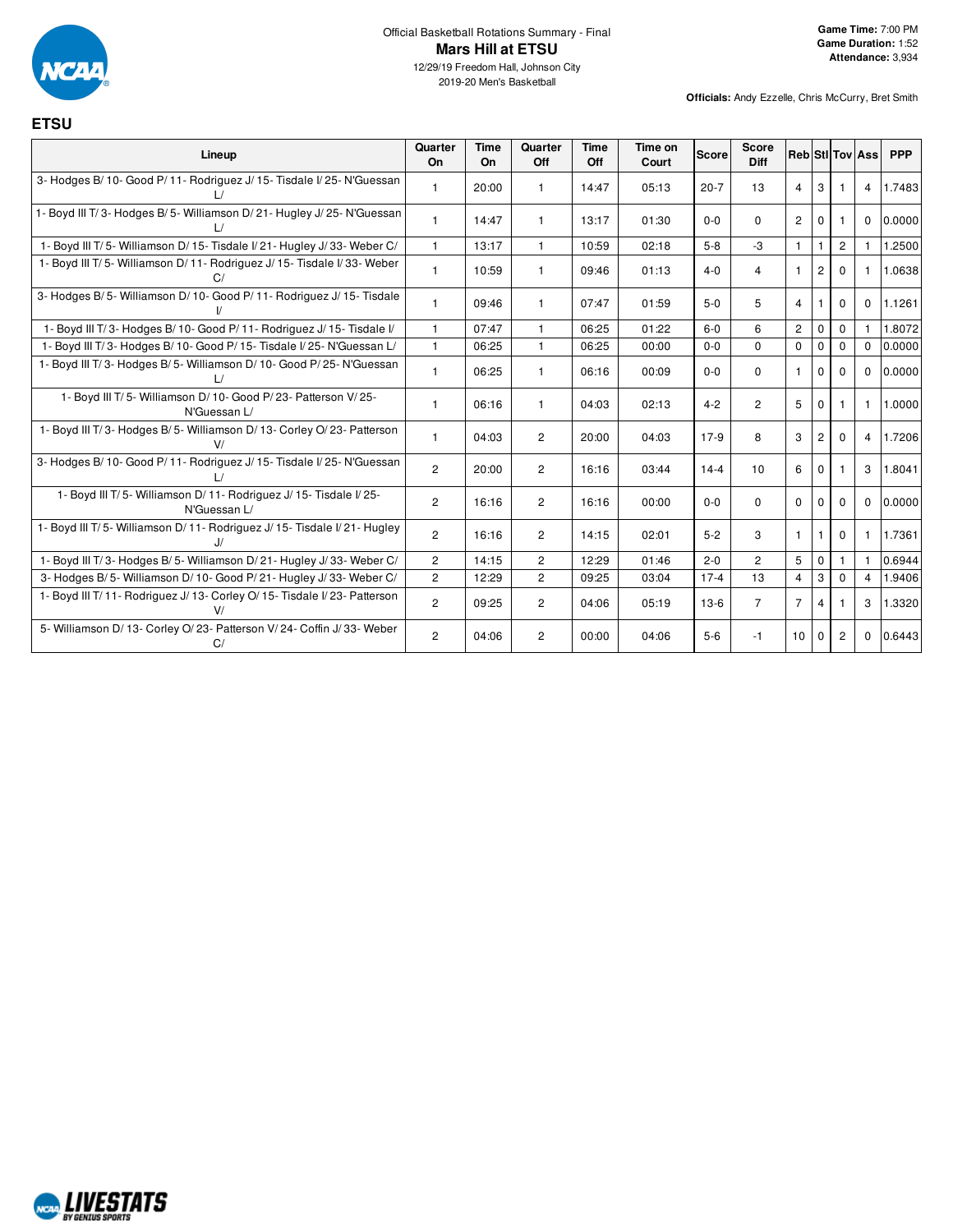Official Basketball Rotations Summary - Final

# Mars Hill at ETSU

12/29/19 Freedom Hall, Johnson City
2019-20 Men's Basketball

**Game Time:** 7:00 PM
**Game Duration:** 1:52
**Attendance:** 3,934

**Officials:** Andy Ezzelle, Chris McCurry, Bret Smith

## ETSU

| Lineup | Quarter On | Time On | Quarter Off | Time Off | Time on Court | Score | Score Diff | Reb | Stl | Tov | Ass | PPP |
|---|---|---|---|---|---|---|---|---|---|---|---|---|
| 3- Hodges B/ 10- Good P/ 11- Rodriguez J/ 15- Tisdale I/ 25- N'Guessan L/ | 1 | 20:00 | 1 | 14:47 | 05:13 | 20-7 | 13 | 4 | 3 | 1 | 4 | 1.7483 |
| 1- Boyd III T/ 3- Hodges B/ 5- Williamson D/ 21- Hugley J/ 25- N'Guessan L/ | 1 | 14:47 | 1 | 13:17 | 01:30 | 0-0 | 0 | 2 | 0 | 1 | 0 | 0.0000 |
| 1- Boyd III T/ 5- Williamson D/ 15- Tisdale I/ 21- Hugley J/ 33- Weber C/ | 1 | 13:17 | 1 | 10:59 | 02:18 | 5-8 | -3 | 1 | 1 | 2 | 1 | 1.2500 |
| 1- Boyd III T/ 5- Williamson D/ 11- Rodriguez J/ 15- Tisdale I/ 33- Weber C/ | 1 | 10:59 | 1 | 09:46 | 01:13 | 4-0 | 4 | 1 | 2 | 0 | 1 | 1.0638 |
| 3- Hodges B/ 5- Williamson D/ 10- Good P/ 11- Rodriguez J/ 15- Tisdale I/ | 1 | 09:46 | 1 | 07:47 | 01:59 | 5-0 | 5 | 4 | 1 | 0 | 0 | 1.1261 |
| 1- Boyd III T/ 3- Hodges B/ 10- Good P/ 11- Rodriguez J/ 15- Tisdale I/ | 1 | 07:47 | 1 | 06:25 | 01:22 | 6-0 | 6 | 2 | 0 | 0 | 1 | 1.8072 |
| 1- Boyd III T/ 3- Hodges B/ 10- Good P/ 15- Tisdale I/ 25- N'Guessan L/ | 1 | 06:25 | 1 | 06:25 | 00:00 | 0-0 | 0 | 0 | 0 | 0 | 0 | 0.0000 |
| 1- Boyd III T/ 3- Hodges B/ 5- Williamson D/ 10- Good P/ 25- N'Guessan L/ | 1 | 06:25 | 1 | 06:16 | 00:09 | 0-0 | 0 | 1 | 0 | 0 | 0 | 0.0000 |
| 1- Boyd III T/ 5- Williamson D/ 10- Good P/ 23- Patterson V/ 25- N'Guessan L/ | 1 | 06:16 | 1 | 04:03 | 02:13 | 4-2 | 2 | 5 | 0 | 1 | 1 | 1.0000 |
| 1- Boyd III T/ 3- Hodges B/ 5- Williamson D/ 13- Corley O/ 23- Patterson V/ | 1 | 04:03 | 2 | 20:00 | 04:03 | 17-9 | 8 | 3 | 2 | 0 | 4 | 1.7206 |
| 3- Hodges B/ 10- Good P/ 11- Rodriguez J/ 15- Tisdale I/ 25- N'Guessan L/ | 2 | 20:00 | 2 | 16:16 | 03:44 | 14-4 | 10 | 6 | 0 | 1 | 3 | 1.8041 |
| 1- Boyd III T/ 5- Williamson D/ 11- Rodriguez J/ 15- Tisdale I/ 25- N'Guessan L/ | 2 | 16:16 | 2 | 16:16 | 00:00 | 0-0 | 0 | 0 | 0 | 0 | 0 | 0.0000 |
| 1- Boyd III T/ 5- Williamson D/ 11- Rodriguez J/ 15- Tisdale I/ 21- Hugley J/ | 2 | 16:16 | 2 | 14:15 | 02:01 | 5-2 | 3 | 1 | 1 | 0 | 1 | 1.7361 |
| 1- Boyd III T/ 3- Hodges B/ 5- Williamson D/ 21- Hugley J/ 33- Weber C/ | 2 | 14:15 | 2 | 12:29 | 01:46 | 2-0 | 2 | 5 | 0 | 1 | 1 | 0.6944 |
| 3- Hodges B/ 5- Williamson D/ 10- Good P/ 21- Hugley J/ 33- Weber C/ | 2 | 12:29 | 2 | 09:25 | 03:04 | 17-4 | 13 | 4 | 3 | 0 | 4 | 1.9406 |
| 1- Boyd III T/ 11- Rodriguez J/ 13- Corley O/ 15- Tisdale I/ 23- Patterson V/ | 2 | 09:25 | 2 | 04:06 | 05:19 | 13-6 | 7 | 7 | 4 | 1 | 3 | 1.3320 |
| 5- Williamson D/ 13- Corley O/ 23- Patterson V/ 24- Coffin J/ 33- Weber C/ | 2 | 04:06 | 2 | 00:00 | 04:06 | 5-6 | -1 | 10 | 0 | 2 | 0 | 0.6443 |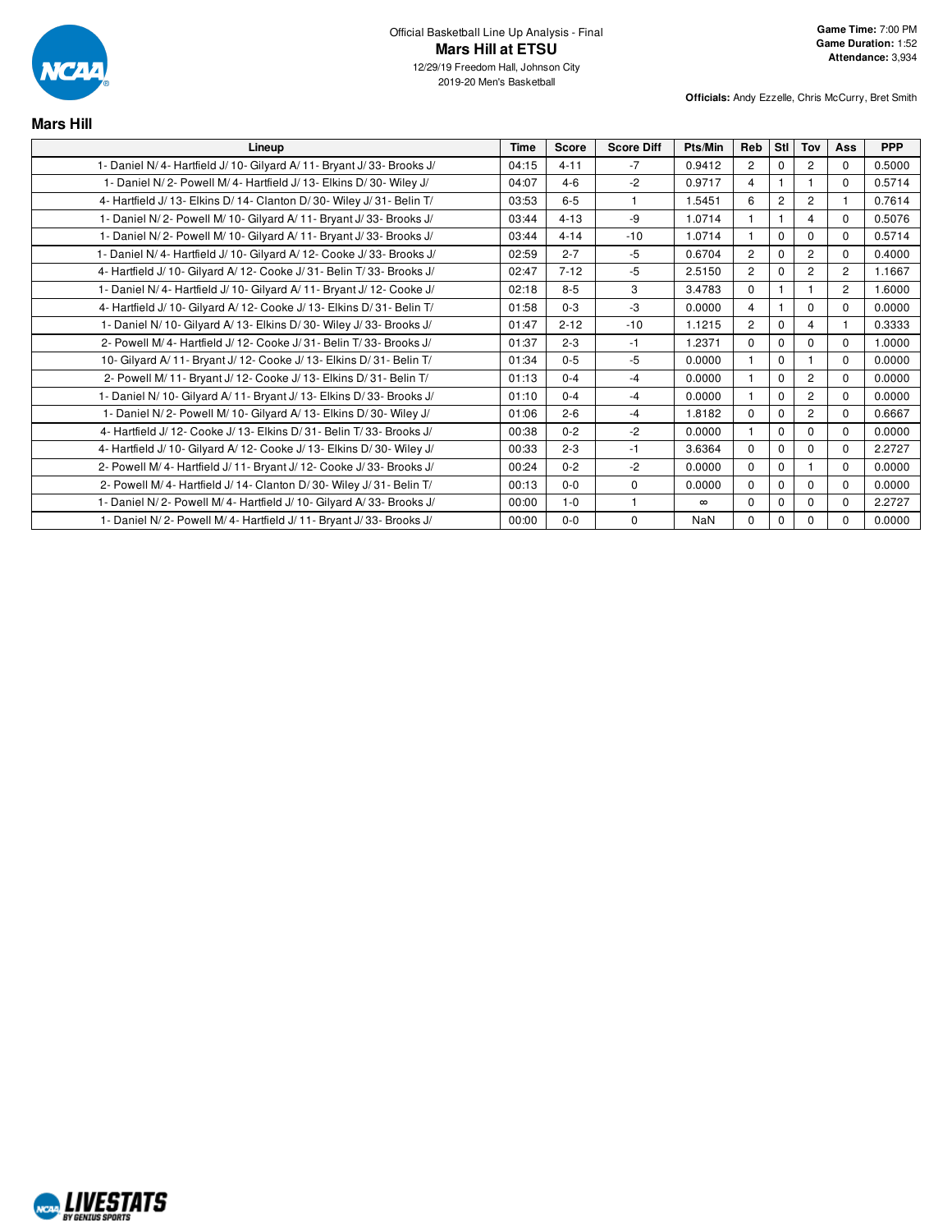Official Basketball Line Up Analysis - Final

**Mars Hill at ETSU**

12/29/19 Freedom Hall, Johnson City

2019-20 Men's Basketball

**Game Time:** 7:00 PM
**Game Duration:** 1:52
**Attendance:** 3,934

**Officials:** Andy Ezzelle, Chris McCurry, Bret Smith

## Mars Hill

| Lineup | Time | Score | Score Diff | Pts/Min | Reb | Stl | Tov | Ass | PPP |
|---|---|---|---|---|---|---|---|---|---|
| 1- Daniel N/ 4- Hartfield J/ 10- Gilyard A/ 11- Bryant J/ 33- Brooks J/ | 04:15 | 4-11 | -7 | 0.9412 | 2 | 0 | 2 | 0 | 0.5000 |
| 1- Daniel N/ 2- Powell M/ 4- Hartfield J/ 13- Elkins D/ 30- Wiley J/ | 04:07 | 4-6 | -2 | 0.9717 | 4 | 1 | 1 | 0 | 0.5714 |
| 4- Hartfield J/ 13- Elkins D/ 14- Clanton D/ 30- Wiley J/ 31- Belin T/ | 03:53 | 6-5 | 1 | 1.5451 | 6 | 2 | 2 | 1 | 0.7614 |
| 1- Daniel N/ 2- Powell M/ 10- Gilyard A/ 11- Bryant J/ 33- Brooks J/ | 03:44 | 4-13 | -9 | 1.0714 | 1 | 1 | 4 | 0 | 0.5076 |
| 1- Daniel N/ 2- Powell M/ 10- Gilyard A/ 11- Bryant J/ 33- Brooks J/ | 03:44 | 4-14 | -10 | 1.0714 | 1 | 0 | 0 | 0 | 0.5714 |
| 1- Daniel N/ 4- Hartfield J/ 10- Gilyard A/ 12- Cooke J/ 33- Brooks J/ | 02:59 | 2-7 | -5 | 0.6704 | 2 | 0 | 2 | 0 | 0.4000 |
| 4- Hartfield J/ 10- Gilyard A/ 12- Cooke J/ 31- Belin T/ 33- Brooks J/ | 02:47 | 7-12 | -5 | 2.5150 | 2 | 0 | 2 | 2 | 1.1667 |
| 1- Daniel N/ 4- Hartfield J/ 10- Gilyard A/ 11- Bryant J/ 12- Cooke J/ | 02:18 | 8-5 | 3 | 3.4783 | 0 | 1 | 1 | 2 | 1.6000 |
| 4- Hartfield J/ 10- Gilyard A/ 12- Cooke J/ 13- Elkins D/ 31- Belin T/ | 01:58 | 0-3 | -3 | 0.0000 | 4 | 1 | 0 | 0 | 0.0000 |
| 1- Daniel N/ 10- Gilyard A/ 13- Elkins D/ 30- Wiley J/ 33- Brooks J/ | 01:47 | 2-12 | -10 | 1.1215 | 2 | 0 | 4 | 1 | 0.3333 |
| 2- Powell M/ 4- Hartfield J/ 12- Cooke J/ 31- Belin T/ 33- Brooks J/ | 01:37 | 2-3 | -1 | 1.2371 | 0 | 0 | 0 | 0 | 1.0000 |
| 10- Gilyard A/ 11- Bryant J/ 12- Cooke J/ 13- Elkins D/ 31- Belin T/ | 01:34 | 0-5 | -5 | 0.0000 | 1 | 0 | 1 | 0 | 0.0000 |
| 2- Powell M/ 11- Bryant J/ 12- Cooke J/ 13- Elkins D/ 31- Belin T/ | 01:13 | 0-4 | -4 | 0.0000 | 1 | 0 | 2 | 0 | 0.0000 |
| 1- Daniel N/ 10- Gilyard A/ 11- Bryant J/ 13- Elkins D/ 33- Brooks J/ | 01:10 | 0-4 | -4 | 0.0000 | 1 | 0 | 2 | 0 | 0.0000 |
| 1- Daniel N/ 2- Powell M/ 10- Gilyard A/ 13- Elkins D/ 30- Wiley J/ | 01:06 | 2-6 | -4 | 1.8182 | 0 | 0 | 2 | 0 | 0.6667 |
| 4- Hartfield J/ 12- Cooke J/ 13- Elkins D/ 31- Belin T/ 33- Brooks J/ | 00:38 | 0-2 | -2 | 0.0000 | 1 | 0 | 0 | 0 | 0.0000 |
| 4- Hartfield J/ 10- Gilyard A/ 12- Cooke J/ 13- Elkins D/ 30- Wiley J/ | 00:33 | 2-3 | -1 | 3.6364 | 0 | 0 | 0 | 0 | 2.2727 |
| 2- Powell M/ 4- Hartfield J/ 11- Bryant J/ 12- Cooke J/ 33- Brooks J/ | 00:24 | 0-2 | -2 | 0.0000 | 0 | 0 | 1 | 0 | 0.0000 |
| 2- Powell M/ 4- Hartfield J/ 14- Clanton D/ 30- Wiley J/ 31- Belin T/ | 00:13 | 0-0 | 0 | 0.0000 | 0 | 0 | 0 | 0 | 0.0000 |
| 1- Daniel N/ 2- Powell M/ 4- Hartfield J/ 10- Gilyard A/ 33- Brooks J/ | 00:00 | 1-0 | 1 | ∞ | 0 | 0 | 0 | 0 | 2.2727 |
| 1- Daniel N/ 2- Powell M/ 4- Hartfield J/ 11- Bryant J/ 33- Brooks J/ | 00:00 | 0-0 | 0 | NaN | 0 | 0 | 0 | 0 | 0.0000 |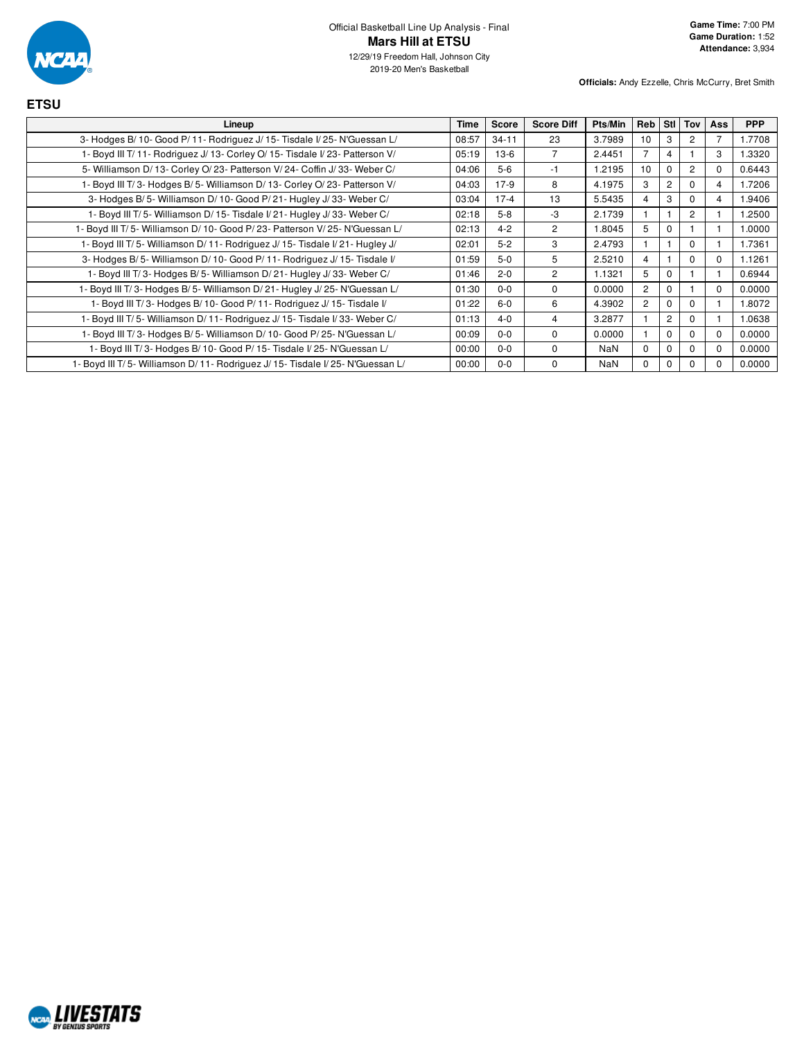Official Basketball Line Up Analysis - Final

# Mars Hill at ETSU

12/29/19 Freedom Hall, Johnson City

2019-20 Men's Basketball

**Game Time:** 7:00 PM
**Game Duration:** 1:52
**Attendance:** 3,934

**Officials:** Andy Ezzelle, Chris McCurry, Bret Smith

## ETSU

| Lineup | Time | Score | Score Diff | Pts/Min | Reb | Stl | Tov | Ass | PPP |
|---|---|---|---|---|---|---|---|---|---|
| 3- Hodges B/ 10- Good P/ 11- Rodriguez J/ 15- Tisdale I/ 25- N'Guessan L/ | 08:57 | 34-11 | 23 | 3.7989 | 10 | 3 | 2 | 7 | 1.7708 |
| 1- Boyd III T/ 11- Rodriguez J/ 13- Corley O/ 15- Tisdale I/ 23- Patterson V/ | 05:19 | 13-6 | 7 | 2.4451 | 7 | 4 | 1 | 3 | 1.3320 |
| 5- Williamson D/ 13- Corley O/ 23- Patterson V/ 24- Coffin J/ 33- Weber C/ | 04:06 | 5-6 | -1 | 1.2195 | 10 | 0 | 2 | 0 | 0.6443 |
| 1- Boyd III T/ 3- Hodges B/ 5- Williamson D/ 13- Corley O/ 23- Patterson V/ | 04:03 | 17-9 | 8 | 4.1975 | 3 | 2 | 0 | 4 | 1.7206 |
| 3- Hodges B/ 5- Williamson D/ 10- Good P/ 21- Hugley J/ 33- Weber C/ | 03:04 | 17-4 | 13 | 5.5435 | 4 | 3 | 0 | 4 | 1.9406 |
| 1- Boyd III T/ 5- Williamson D/ 15- Tisdale I/ 21- Hugley J/ 33- Weber C/ | 02:18 | 5-8 | -3 | 2.1739 | 1 | 1 | 2 | 1 | 1.2500 |
| 1- Boyd III T/ 5- Williamson D/ 10- Good P/ 23- Patterson V/ 25- N'Guessan L/ | 02:13 | 4-2 | 2 | 1.8045 | 5 | 0 | 1 | 1 | 1.0000 |
| 1- Boyd III T/ 5- Williamson D/ 11- Rodriguez J/ 15- Tisdale I/ 21- Hugley J/ | 02:01 | 5-2 | 3 | 2.4793 | 1 | 1 | 0 | 1 | 1.7361 |
| 3- Hodges B/ 5- Williamson D/ 10- Good P/ 11- Rodriguez J/ 15- Tisdale I/ | 01:59 | 5-0 | 5 | 2.5210 | 4 | 1 | 0 | 0 | 1.1261 |
| 1- Boyd III T/ 3- Hodges B/ 5- Williamson D/ 21- Hugley J/ 33- Weber C/ | 01:46 | 2-0 | 2 | 1.1321 | 5 | 0 | 1 | 1 | 0.6944 |
| 1- Boyd III T/ 3- Hodges B/ 5- Williamson D/ 21- Hugley J/ 25- N'Guessan L/ | 01:30 | 0-0 | 0 | 0.0000 | 2 | 0 | 1 | 0 | 0.0000 |
| 1- Boyd III T/ 3- Hodges B/ 10- Good P/ 11- Rodriguez J/ 15- Tisdale I/ | 01:22 | 6-0 | 6 | 4.3902 | 2 | 0 | 0 | 1 | 1.8072 |
| 1- Boyd III T/ 5- Williamson D/ 11- Rodriguez J/ 15- Tisdale I/ 33- Weber C/ | 01:13 | 4-0 | 4 | 3.2877 | 1 | 2 | 0 | 1 | 1.0638 |
| 1- Boyd III T/ 3- Hodges B/ 5- Williamson D/ 10- Good P/ 25- N'Guessan L/ | 00:09 | 0-0 | 0 | 0.0000 | 1 | 0 | 0 | 0 | 0.0000 |
| 1- Boyd III T/ 3- Hodges B/ 10- Good P/ 15- Tisdale I/ 25- N'Guessan L/ | 00:00 | 0-0 | 0 | NaN | 0 | 0 | 0 | 0 | 0.0000 |
| 1- Boyd III T/ 5- Williamson D/ 11- Rodriguez J/ 15- Tisdale I/ 25- N'Guessan L/ | 00:00 | 0-0 | 0 | NaN | 0 | 0 | 0 | 0 | 0.0000 |